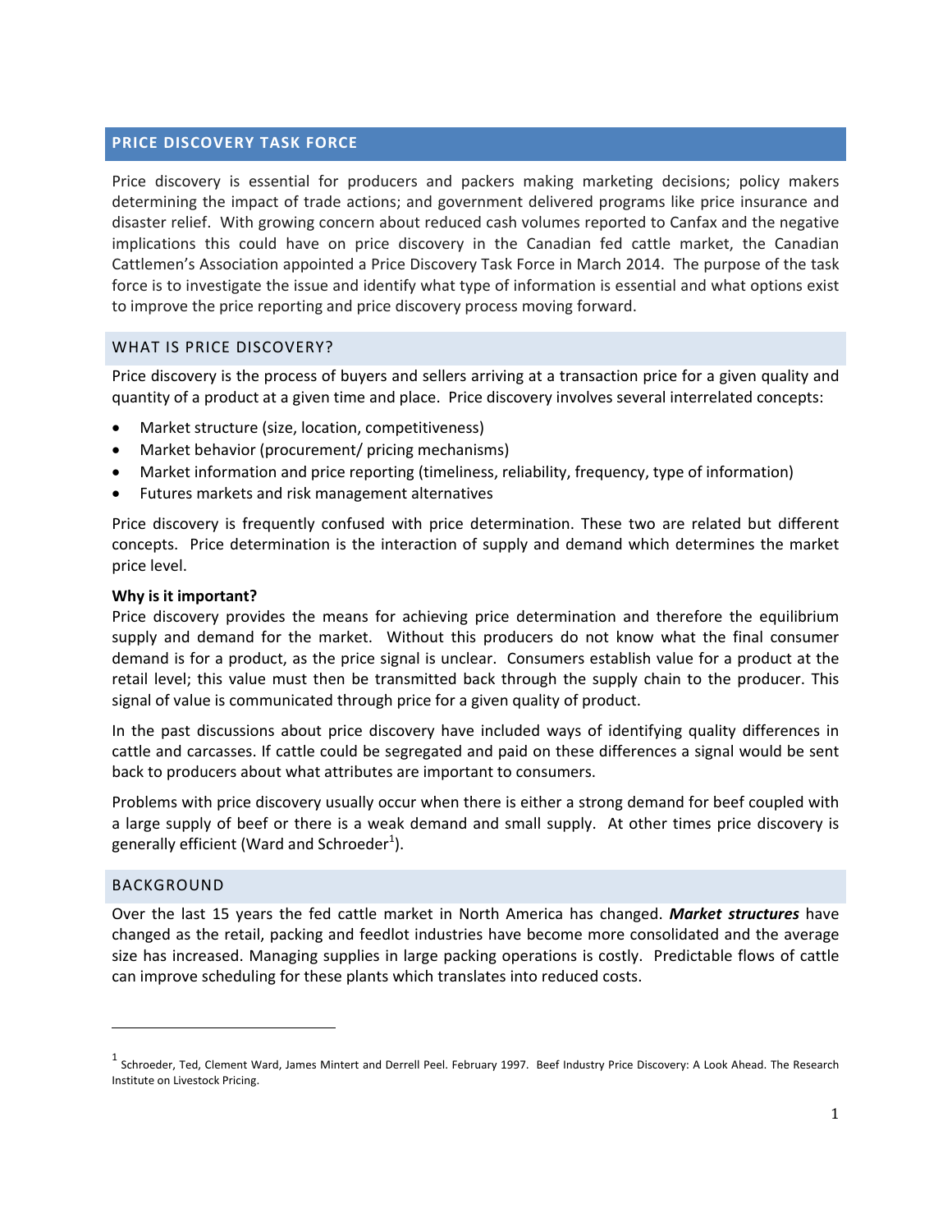## PRICE DISCOVERY TASK FORCE

Price discovery is essential for producers and packers making marketing decisions; policy makers determining the impact of trade actions; and government delivered programs like price insurance and disaster relief. With growing concern about reduced cash volumes reported to Canfax and the negative implications this could have on price discovery in the Canadian fed cattle market, the Canadian Cattlemen's Association appointed a Price Discovery Task Force in March 2014. The purpose of the task force is to investigate the issue and identify what type of information is essential and what options exist to improve the price reporting and price discovery process moving forward.

### WHAT IS PRICE DISCOVERY?

Price discovery is the process of buyers and sellers arriving at a transaction price for a given quality and quantity of a product at a given time and place. Price discovery involves several interrelated concepts:

- Market structure (size, location, competitiveness)
- Market behavior (procurement/ pricing mechanisms)
- Market information and price reporting (timeliness, reliability, frequency, type of information)
- Futures markets and risk management alternatives

Price discovery is frequently confused with price determination. These two are related but different concepts. Price determination is the interaction of supply and demand which determines the market price level.

**Why is it important?**

Price discovery provides the means for achieving price determination and therefore the equilibrium supply and demand for the market. Without this producers do not know what the final consumer demand is for a product, as the price signal is unclear. Consumers establish value for a product at the retail level; this value must then be transmitted back through the supply chain to the producer. This signal of value is communicated through price for a given quality of product.

In the past discussions about price discovery have included ways of identifying quality differences in cattle and carcasses. If cattle could be segregated and paid on these differences a signal would be sent back to producers about what attributes are important to consumers.

Problems with price discovery usually occur when there is either a strong demand for beef coupled with a large supply of beef or there is a weak demand and small supply. At other times price discovery is generally efficient (Ward and Schroeder[1]).

### BACKGROUND

Over the last 15 years the fed cattle market in North America has changed. ***Market structures*** have changed as the retail, packing and feedlot industries have become more consolidated and the average size has increased. Managing supplies in large packing operations is costly. Predictable flows of cattle can improve scheduling for these plants which translates into reduced costs.

---

[1] Schroeder, Ted, Clement Ward, James Mintert and Derrell Peel. February 1997. Beef Industry Price Discovery: A Look Ahead. The Research Institute on Livestock Pricing.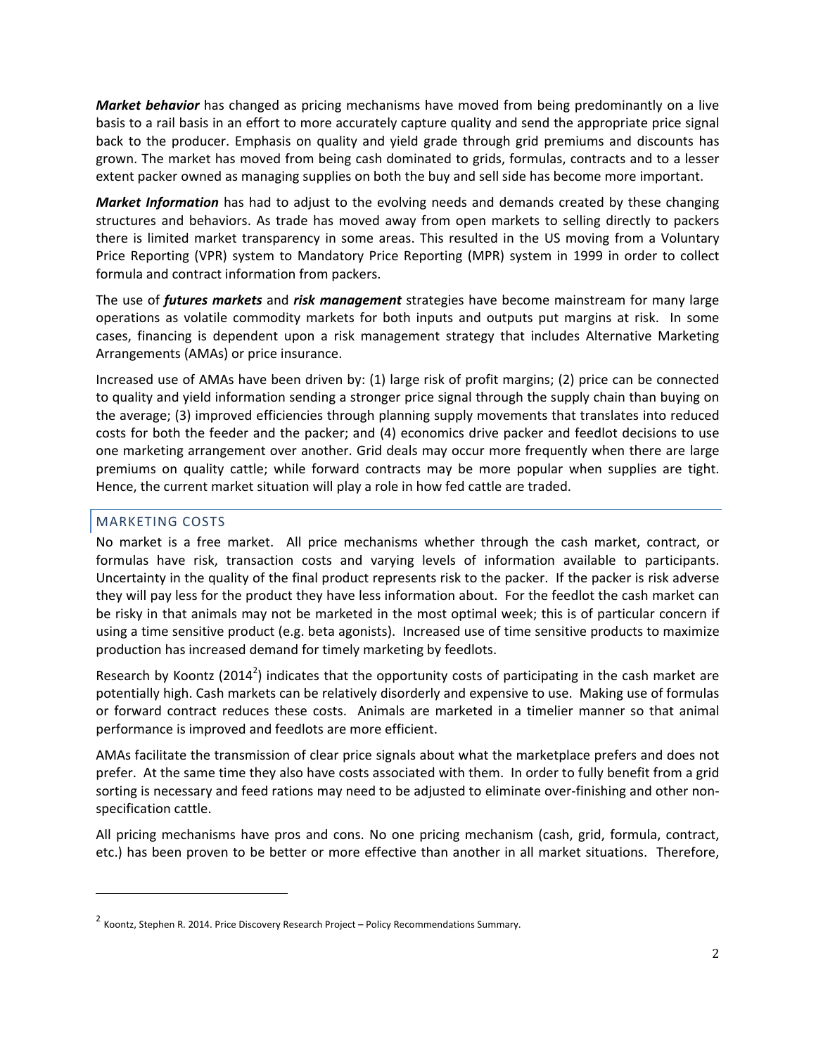***Market behavior*** has changed as pricing mechanisms have moved from being predominantly on a live basis to a rail basis in an effort to more accurately capture quality and send the appropriate price signal back to the producer. Emphasis on quality and yield grade through grid premiums and discounts has grown. The market has moved from being cash dominated to grids, formulas, contracts and to a lesser extent packer owned as managing supplies on both the buy and sell side has become more important.

***Market Information*** has had to adjust to the evolving needs and demands created by these changing structures and behaviors. As trade has moved away from open markets to selling directly to packers there is limited market transparency in some areas. This resulted in the US moving from a Voluntary Price Reporting (VPR) system to Mandatory Price Reporting (MPR) system in 1999 in order to collect formula and contract information from packers.

The use of ***futures markets*** and ***risk management*** strategies have become mainstream for many large operations as volatile commodity markets for both inputs and outputs put margins at risk. In some cases, financing is dependent upon a risk management strategy that includes Alternative Marketing Arrangements (AMAs) or price insurance.

Increased use of AMAs have been driven by: (1) large risk of profit margins; (2) price can be connected to quality and yield information sending a stronger price signal through the supply chain than buying on the average; (3) improved efficiencies through planning supply movements that translates into reduced costs for both the feeder and the packer; and (4) economics drive packer and feedlot decisions to use one marketing arrangement over another. Grid deals may occur more frequently when there are large premiums on quality cattle; while forward contracts may be more popular when supplies are tight. Hence, the current market situation will play a role in how fed cattle are traded.

## MARKETING COSTS

No market is a free market. All price mechanisms whether through the cash market, contract, or formulas have risk, transaction costs and varying levels of information available to participants. Uncertainty in the quality of the final product represents risk to the packer. If the packer is risk adverse they will pay less for the product they have less information about. For the feedlot the cash market can be risky in that animals may not be marketed in the most optimal week; this is of particular concern if using a time sensitive product (e.g. beta agonists). Increased use of time sensitive products to maximize production has increased demand for timely marketing by feedlots.

Research by Koontz (2014[2]) indicates that the opportunity costs of participating in the cash market are potentially high. Cash markets can be relatively disorderly and expensive to use. Making use of formulas or forward contract reduces these costs. Animals are marketed in a timelier manner so that animal performance is improved and feedlots are more efficient.

AMAs facilitate the transmission of clear price signals about what the marketplace prefers and does not prefer. At the same time they also have costs associated with them. In order to fully benefit from a grid sorting is necessary and feed rations may need to be adjusted to eliminate over-finishing and other non-specification cattle.

All pricing mechanisms have pros and cons. No one pricing mechanism (cash, grid, formula, contract, etc.) has been proven to be better or more effective than another in all market situations. Therefore,

---

[2] Koontz, Stephen R. 2014. Price Discovery Research Project – Policy Recommendations Summary.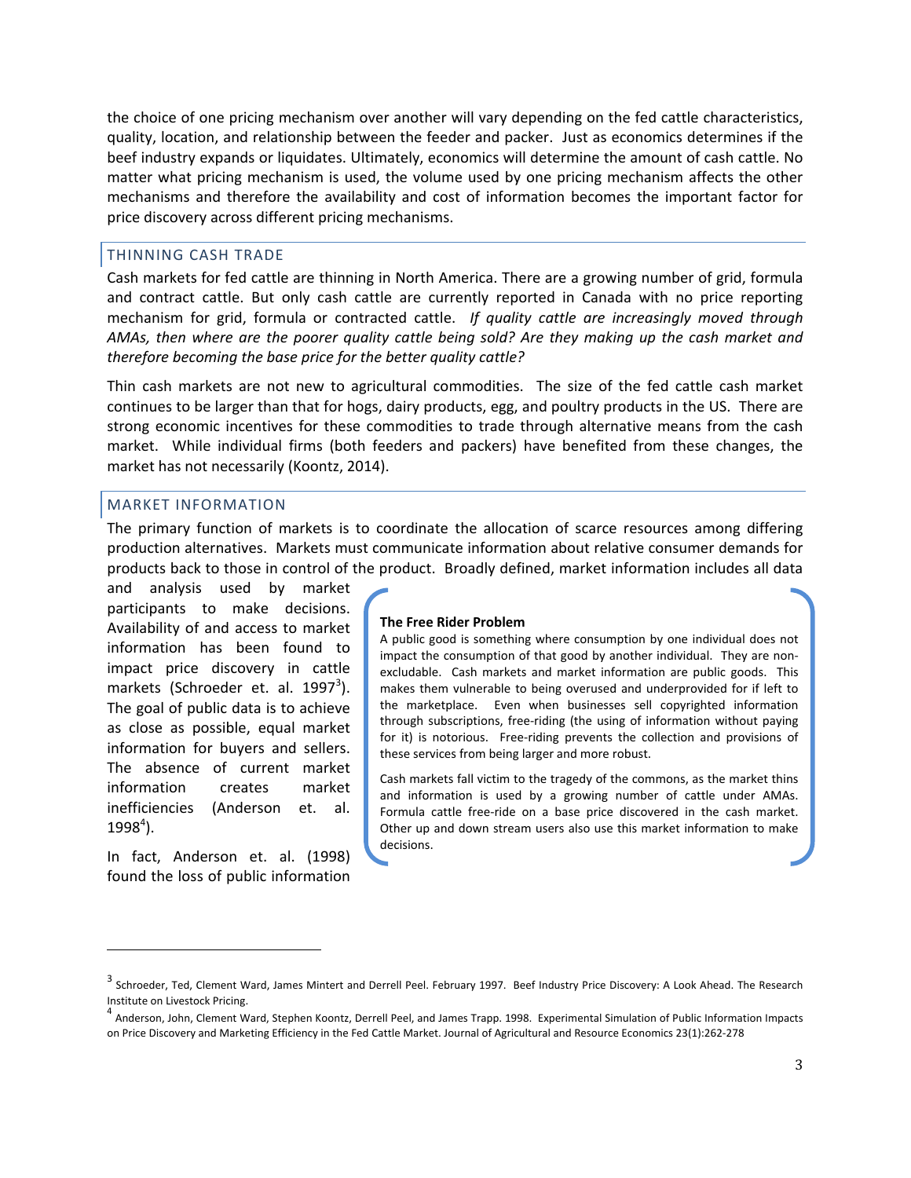the choice of one pricing mechanism over another will vary depending on the fed cattle characteristics, quality, location, and relationship between the feeder and packer. Just as economics determines if the beef industry expands or liquidates. Ultimately, economics will determine the amount of cash cattle. No matter what pricing mechanism is used, the volume used by one pricing mechanism affects the other mechanisms and therefore the availability and cost of information becomes the important factor for price discovery across different pricing mechanisms.

## THINNING CASH TRADE

Cash markets for fed cattle are thinning in North America. There are a growing number of grid, formula and contract cattle. But only cash cattle are currently reported in Canada with no price reporting mechanism for grid, formula or contracted cattle. *If quality cattle are increasingly moved through AMAs, then where are the poorer quality cattle being sold? Are they making up the cash market and therefore becoming the base price for the better quality cattle?*

Thin cash markets are not new to agricultural commodities. The size of the fed cattle cash market continues to be larger than that for hogs, dairy products, egg, and poultry products in the US. There are strong economic incentives for these commodities to trade through alternative means from the cash market. While individual firms (both feeders and packers) have benefited from these changes, the market has not necessarily (Koontz, 2014).

## MARKET INFORMATION

The primary function of markets is to coordinate the allocation of scarce resources among differing production alternatives. Markets must communicate information about relative consumer demands for products back to those in control of the product. Broadly defined, market information includes all data and analysis used by market participants to make decisions. Availability of and access to market information has been found to impact price discovery in cattle markets (Schroeder et. al. 1997[3]). The goal of public data is to achieve as close as possible, equal market information for buyers and sellers. The absence of current market information creates market inefficiencies (Anderson et. al. 1998[4]).

In fact, Anderson et. al. (1998) found the loss of public information

> **The Free Rider Problem**
>
> A public good is something where consumption by one individual does not impact the consumption of that good by another individual. They are non-excludable. Cash markets and market information are public goods. This makes them vulnerable to being overused and underprovided for if left to the marketplace. Even when businesses sell copyrighted information through subscriptions, free-riding (the using of information without paying for it) is notorious. Free-riding prevents the collection and provisions of these services from being larger and more robust.
>
> Cash markets fall victim to the tragedy of the commons, as the market thins and information is used by a growing number of cattle under AMAs. Formula cattle free-ride on a base price discovered in the cash market. Other up and down stream users also use this market information to make decisions.

---

[3] Schroeder, Ted, Clement Ward, James Mintert and Derrell Peel. February 1997. Beef Industry Price Discovery: A Look Ahead. The Research Institute on Livestock Pricing.

[4] Anderson, John, Clement Ward, Stephen Koontz, Derrell Peel, and James Trapp. 1998. Experimental Simulation of Public Information Impacts on Price Discovery and Marketing Efficiency in the Fed Cattle Market. Journal of Agricultural and Resource Economics 23(1):262-278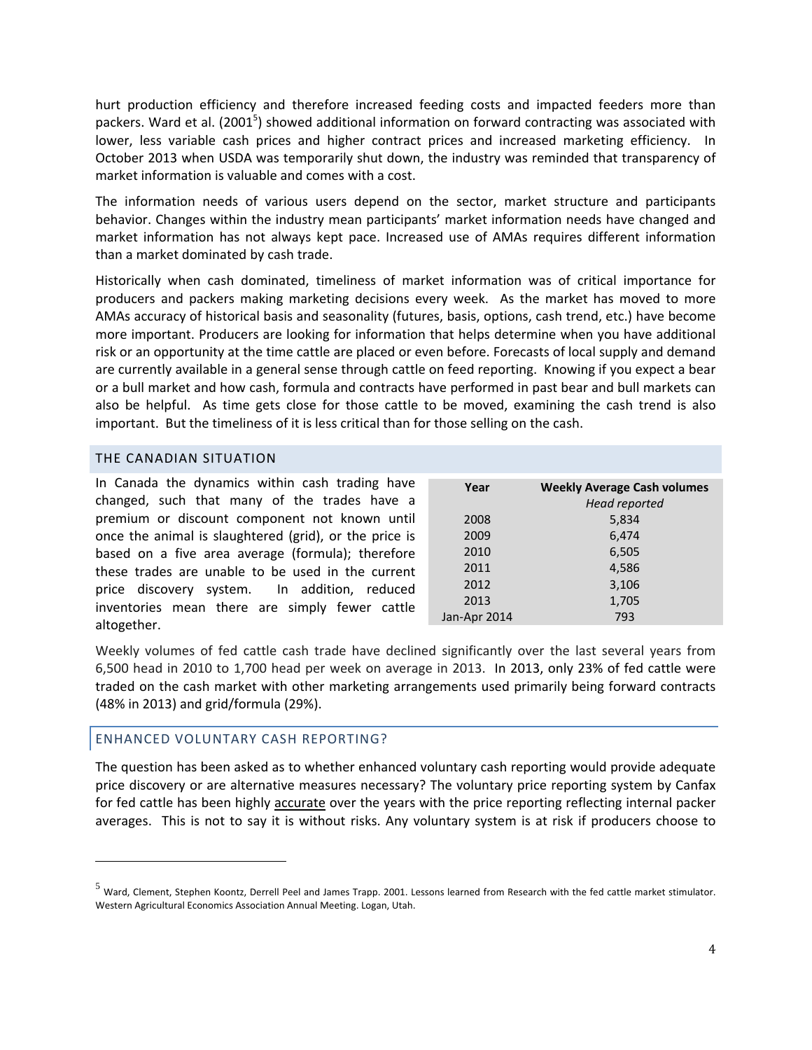hurt production efficiency and therefore increased feeding costs and impacted feeders more than packers. Ward et al. (2001[5]) showed additional information on forward contracting was associated with lower, less variable cash prices and higher contract prices and increased marketing efficiency. In October 2013 when USDA was temporarily shut down, the industry was reminded that transparency of market information is valuable and comes with a cost.

The information needs of various users depend on the sector, market structure and participants behavior. Changes within the industry mean participants' market information needs have changed and market information has not always kept pace. Increased use of AMAs requires different information than a market dominated by cash trade.

Historically when cash dominated, timeliness of market information was of critical importance for producers and packers making marketing decisions every week. As the market has moved to more AMAs accuracy of historical basis and seasonality (futures, basis, options, cash trend, etc.) have become more important. Producers are looking for information that helps determine when you have additional risk or an opportunity at the time cattle are placed or even before. Forecasts of local supply and demand are currently available in a general sense through cattle on feed reporting. Knowing if you expect a bear or a bull market and how cash, formula and contracts have performed in past bear and bull markets can also be helpful. As time gets close for those cattle to be moved, examining the cash trend is also important. But the timeliness of it is less critical than for those selling on the cash.

## THE CANADIAN SITUATION

In Canada the dynamics within cash trading have changed, such that many of the trades have a premium or discount component not known until once the animal is slaughtered (grid), or the price is based on a five area average (formula); therefore these trades are unable to be used in the current price discovery system. In addition, reduced inventories mean there are simply fewer cattle altogether.

| Year | Weekly Average Cash volumes |
|---|---|
| | *Head reported* |
| 2008 | 5,834 |
| 2009 | 6,474 |
| 2010 | 6,505 |
| 2011 | 4,586 |
| 2012 | 3,106 |
| 2013 | 1,705 |
| Jan-Apr 2014 | 793 |

Weekly volumes of fed cattle cash trade have declined significantly over the last several years from 6,500 head in 2010 to 1,700 head per week on average in 2013. In 2013, only 23% of fed cattle were traded on the cash market with other marketing arrangements used primarily being forward contracts (48% in 2013) and grid/formula (29%).

## ENHANCED VOLUNTARY CASH REPORTING?

The question has been asked as to whether enhanced voluntary cash reporting would provide adequate price discovery or are alternative measures necessary? The voluntary price reporting system by Canfax for fed cattle has been highly accurate over the years with the price reporting reflecting internal packer averages. This is not to say it is without risks. Any voluntary system is at risk if producers choose to

[5] Ward, Clement, Stephen Koontz, Derrell Peel and James Trapp. 2001. Lessons learned from Research with the fed cattle market stimulator. Western Agricultural Economics Association Annual Meeting. Logan, Utah.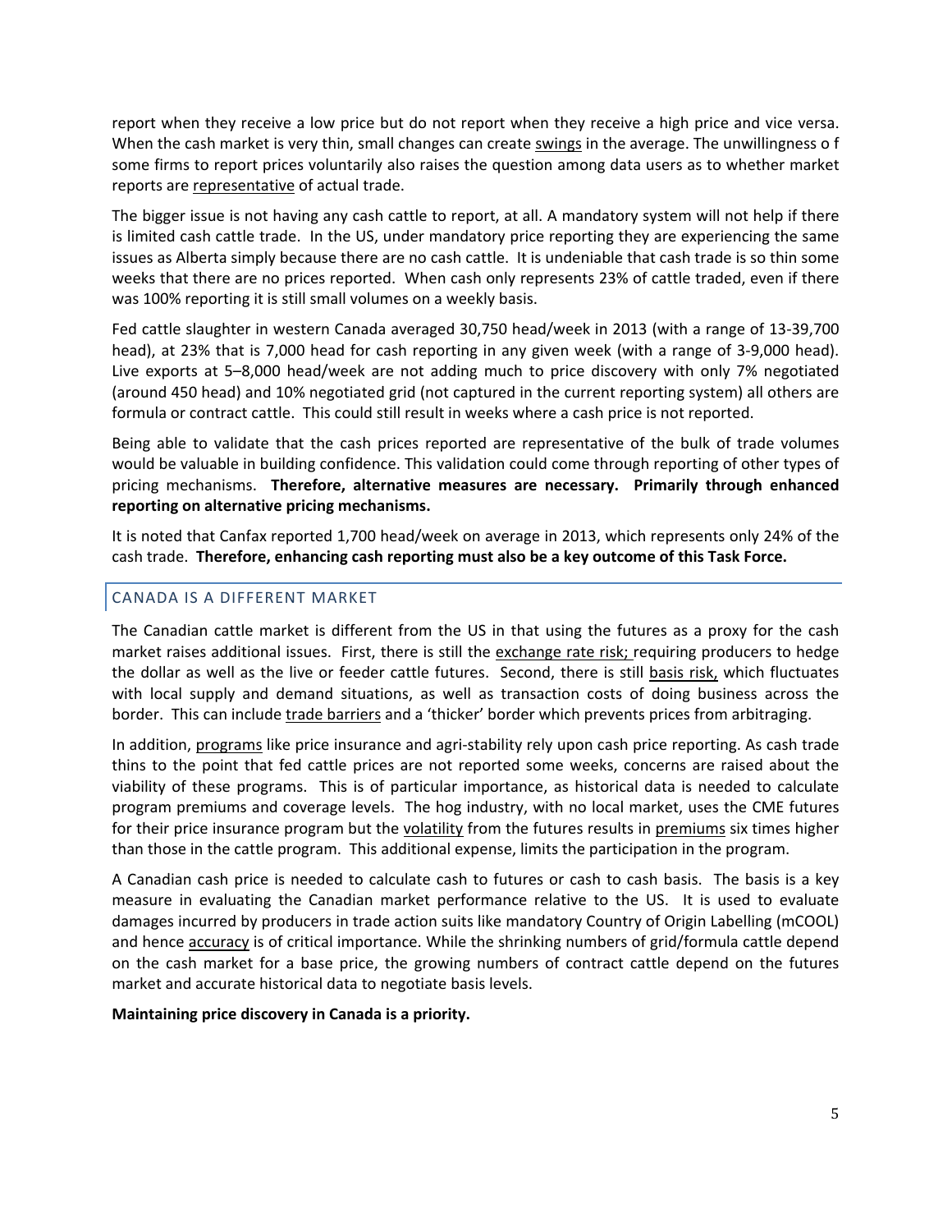report when they receive a low price but do not report when they receive a high price and vice versa. When the cash market is very thin, small changes can create swings in the average. The unwillingness o f some firms to report prices voluntarily also raises the question among data users as to whether market reports are representative of actual trade.

The bigger issue is not having any cash cattle to report, at all. A mandatory system will not help if there is limited cash cattle trade. In the US, under mandatory price reporting they are experiencing the same issues as Alberta simply because there are no cash cattle. It is undeniable that cash trade is so thin some weeks that there are no prices reported. When cash only represents 23% of cattle traded, even if there was 100% reporting it is still small volumes on a weekly basis.

Fed cattle slaughter in western Canada averaged 30,750 head/week in 2013 (with a range of 13-39,700 head), at 23% that is 7,000 head for cash reporting in any given week (with a range of 3-9,000 head). Live exports at 5–8,000 head/week are not adding much to price discovery with only 7% negotiated (around 450 head) and 10% negotiated grid (not captured in the current reporting system) all others are formula or contract cattle. This could still result in weeks where a cash price is not reported.

Being able to validate that the cash prices reported are representative of the bulk of trade volumes would be valuable in building confidence. This validation could come through reporting of other types of pricing mechanisms. **Therefore, alternative measures are necessary. Primarily through enhanced reporting on alternative pricing mechanisms.**

It is noted that Canfax reported 1,700 head/week on average in 2013, which represents only 24% of the cash trade. **Therefore, enhancing cash reporting must also be a key outcome of this Task Force.**

## CANADA IS A DIFFERENT MARKET

The Canadian cattle market is different from the US in that using the futures as a proxy for the cash market raises additional issues. First, there is still the exchange rate risk; requiring producers to hedge the dollar as well as the live or feeder cattle futures. Second, there is still basis risk, which fluctuates with local supply and demand situations, as well as transaction costs of doing business across the border. This can include trade barriers and a 'thicker' border which prevents prices from arbitraging.

In addition, programs like price insurance and agri-stability rely upon cash price reporting. As cash trade thins to the point that fed cattle prices are not reported some weeks, concerns are raised about the viability of these programs. This is of particular importance, as historical data is needed to calculate program premiums and coverage levels. The hog industry, with no local market, uses the CME futures for their price insurance program but the volatility from the futures results in premiums six times higher than those in the cattle program. This additional expense, limits the participation in the program.

A Canadian cash price is needed to calculate cash to futures or cash to cash basis. The basis is a key measure in evaluating the Canadian market performance relative to the US. It is used to evaluate damages incurred by producers in trade action suits like mandatory Country of Origin Labelling (mCOOL) and hence accuracy is of critical importance. While the shrinking numbers of grid/formula cattle depend on the cash market for a base price, the growing numbers of contract cattle depend on the futures market and accurate historical data to negotiate basis levels.

**Maintaining price discovery in Canada is a priority.**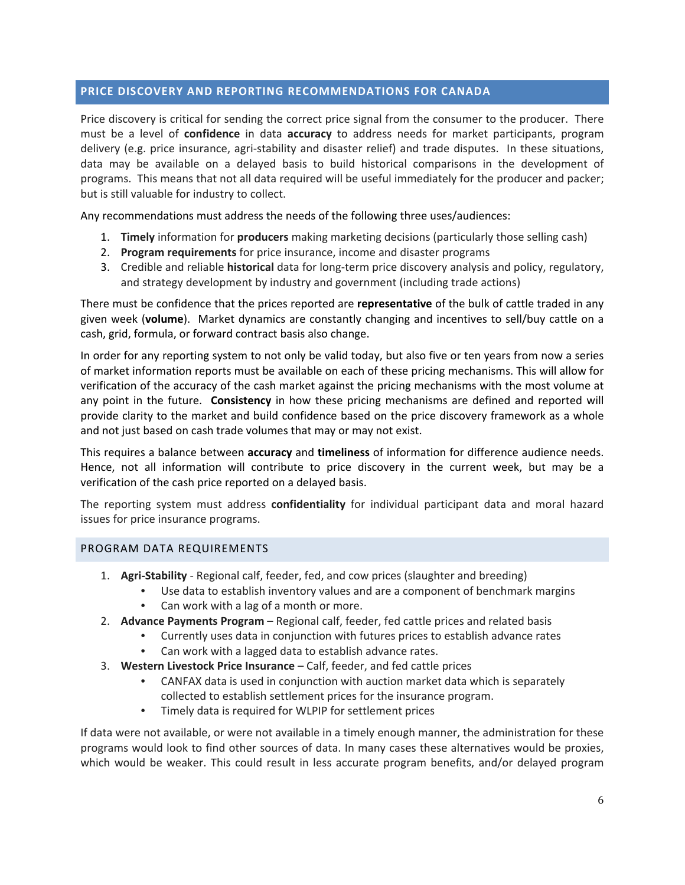## PRICE DISCOVERY AND REPORTING RECOMMENDATIONS FOR CANADA

Price discovery is critical for sending the correct price signal from the consumer to the producer. There must be a level of **confidence** in data **accuracy** to address needs for market participants, program delivery (e.g. price insurance, agri-stability and disaster relief) and trade disputes. In these situations, data may be available on a delayed basis to build historical comparisons in the development of programs. This means that not all data required will be useful immediately for the producer and packer; but is still valuable for industry to collect.

Any recommendations must address the needs of the following three uses/audiences:

1. **Timely** information for **producers** making marketing decisions (particularly those selling cash)
2. **Program requirements** for price insurance, income and disaster programs
3. Credible and reliable **historical** data for long-term price discovery analysis and policy, regulatory, and strategy development by industry and government (including trade actions)

There must be confidence that the prices reported are **representative** of the bulk of cattle traded in any given week (**volume**). Market dynamics are constantly changing and incentives to sell/buy cattle on a cash, grid, formula, or forward contract basis also change.

In order for any reporting system to not only be valid today, but also five or ten years from now a series of market information reports must be available on each of these pricing mechanisms. This will allow for verification of the accuracy of the cash market against the pricing mechanisms with the most volume at any point in the future. **Consistency** in how these pricing mechanisms are defined and reported will provide clarity to the market and build confidence based on the price discovery framework as a whole and not just based on cash trade volumes that may or may not exist.

This requires a balance between **accuracy** and **timeliness** of information for difference audience needs. Hence, not all information will contribute to price discovery in the current week, but may be a verification of the cash price reported on a delayed basis.

The reporting system must address **confidentiality** for individual participant data and moral hazard issues for price insurance programs.

### PROGRAM DATA REQUIREMENTS

1. **Agri-Stability** - Regional calf, feeder, fed, and cow prices (slaughter and breeding)
   - Use data to establish inventory values and are a component of benchmark margins
   - Can work with a lag of a month or more.
2. **Advance Payments Program** – Regional calf, feeder, fed cattle prices and related basis
   - Currently uses data in conjunction with futures prices to establish advance rates
   - Can work with a lagged data to establish advance rates.
3. **Western Livestock Price Insurance** – Calf, feeder, and fed cattle prices
   - CANFAX data is used in conjunction with auction market data which is separately collected to establish settlement prices for the insurance program.
   - Timely data is required for WLPIP for settlement prices

If data were not available, or were not available in a timely enough manner, the administration for these programs would look to find other sources of data. In many cases these alternatives would be proxies, which would be weaker. This could result in less accurate program benefits, and/or delayed program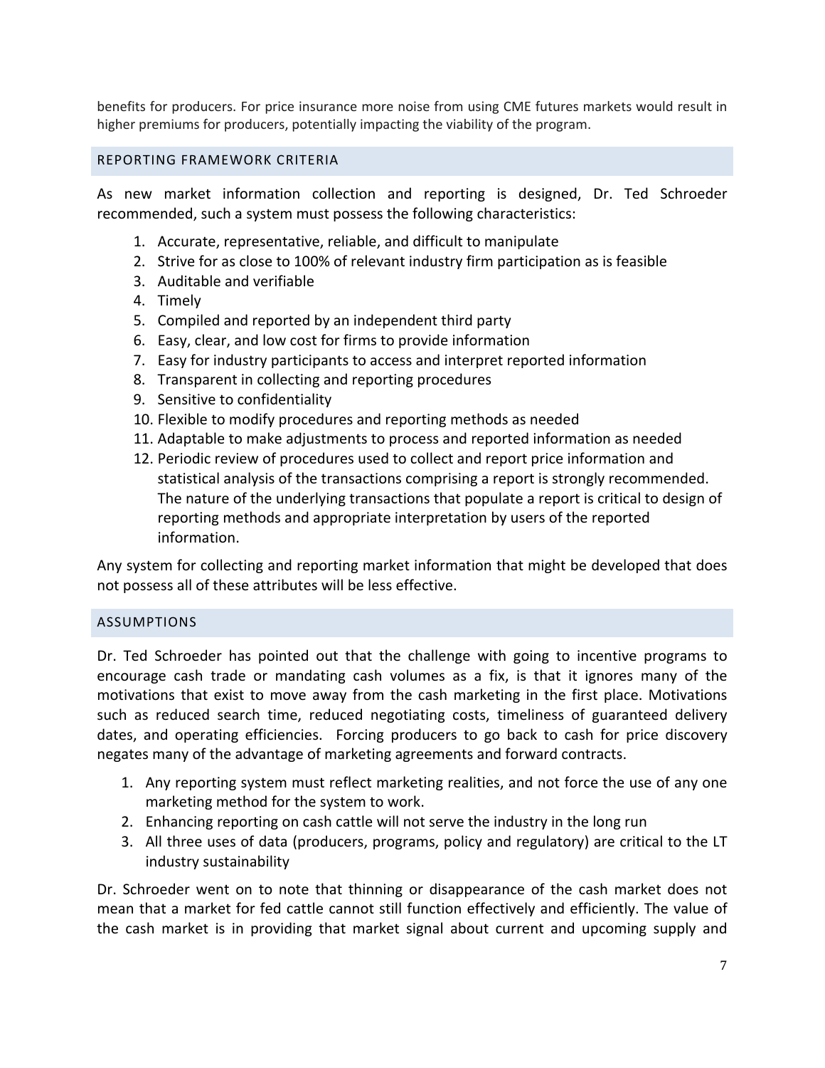benefits for producers. For price insurance more noise from using CME futures markets would result in higher premiums for producers, potentially impacting the viability of the program.

## REPORTING FRAMEWORK CRITERIA

As new market information collection and reporting is designed, Dr. Ted Schroeder recommended, such a system must possess the following characteristics:

1. Accurate, representative, reliable, and difficult to manipulate
2. Strive for as close to 100% of relevant industry firm participation as is feasible
3. Auditable and verifiable
4. Timely
5. Compiled and reported by an independent third party
6. Easy, clear, and low cost for firms to provide information
7. Easy for industry participants to access and interpret reported information
8. Transparent in collecting and reporting procedures
9. Sensitive to confidentiality
10. Flexible to modify procedures and reporting methods as needed
11. Adaptable to make adjustments to process and reported information as needed
12. Periodic review of procedures used to collect and report price information and statistical analysis of the transactions comprising a report is strongly recommended. The nature of the underlying transactions that populate a report is critical to design of reporting methods and appropriate interpretation by users of the reported information.

Any system for collecting and reporting market information that might be developed that does not possess all of these attributes will be less effective.

## ASSUMPTIONS

Dr. Ted Schroeder has pointed out that the challenge with going to incentive programs to encourage cash trade or mandating cash volumes as a fix, is that it ignores many of the motivations that exist to move away from the cash marketing in the first place. Motivations such as reduced search time, reduced negotiating costs, timeliness of guaranteed delivery dates, and operating efficiencies. Forcing producers to go back to cash for price discovery negates many of the advantage of marketing agreements and forward contracts.

1. Any reporting system must reflect marketing realities, and not force the use of any one marketing method for the system to work.
2. Enhancing reporting on cash cattle will not serve the industry in the long run
3. All three uses of data (producers, programs, policy and regulatory) are critical to the LT industry sustainability

Dr. Schroeder went on to note that thinning or disappearance of the cash market does not mean that a market for fed cattle cannot still function effectively and efficiently. The value of the cash market is in providing that market signal about current and upcoming supply and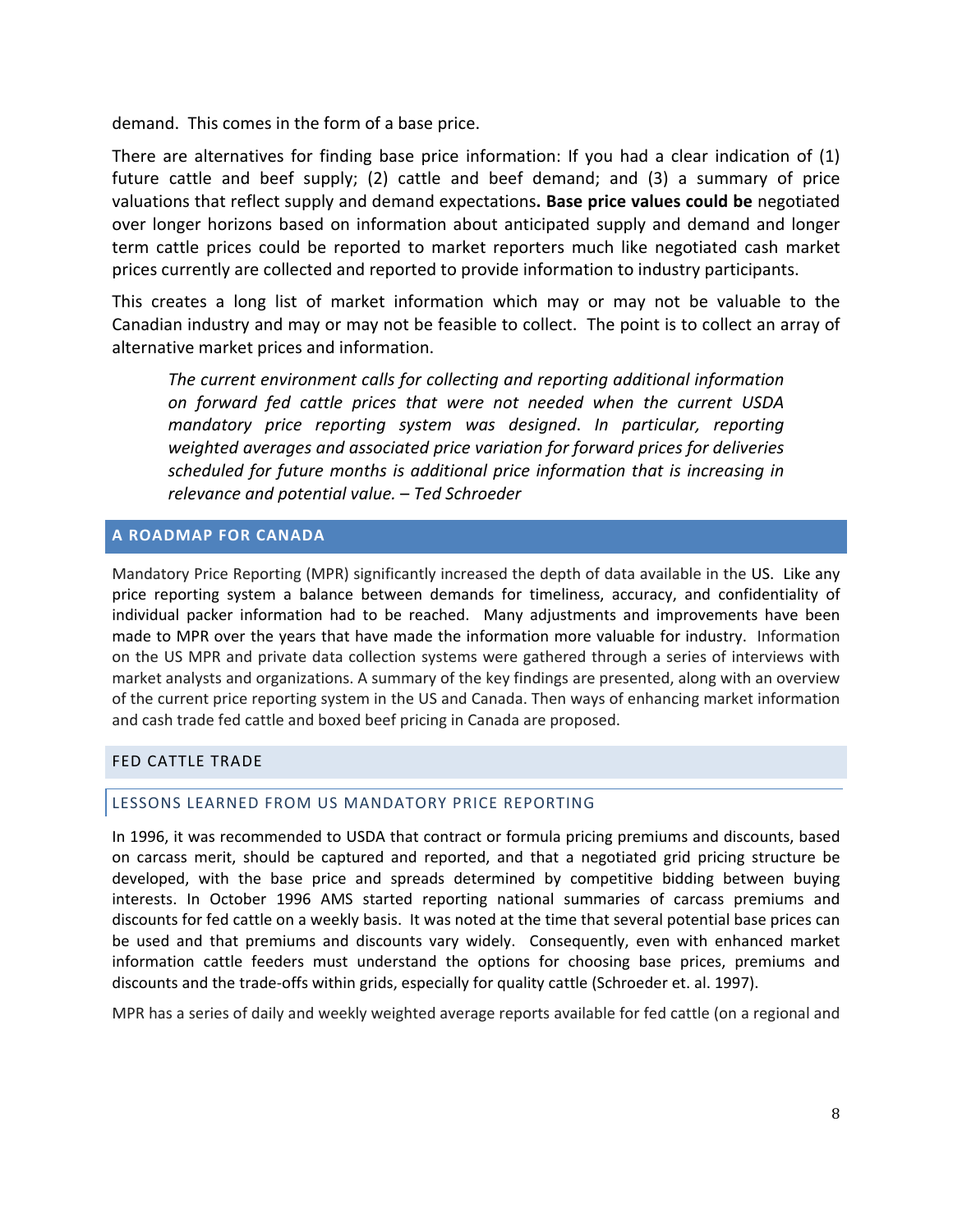demand. This comes in the form of a base price.

There are alternatives for finding base price information: If you had a clear indication of (1) future cattle and beef supply; (2) cattle and beef demand; and (3) a summary of price valuations that reflect supply and demand expectations**. Base price values could be** negotiated over longer horizons based on information about anticipated supply and demand and longer term cattle prices could be reported to market reporters much like negotiated cash market prices currently are collected and reported to provide information to industry participants.

This creates a long list of market information which may or may not be valuable to the Canadian industry and may or may not be feasible to collect. The point is to collect an array of alternative market prices and information.

> *The current environment calls for collecting and reporting additional information on forward fed cattle prices that were not needed when the current USDA mandatory price reporting system was designed. In particular, reporting weighted averages and associated price variation for forward prices for deliveries scheduled for future months is additional price information that is increasing in relevance and potential value. – Ted Schroeder*

## A ROADMAP FOR CANADA

Mandatory Price Reporting (MPR) significantly increased the depth of data available in the US. Like any price reporting system a balance between demands for timeliness, accuracy, and confidentiality of individual packer information had to be reached. Many adjustments and improvements have been made to MPR over the years that have made the information more valuable for industry. Information on the US MPR and private data collection systems were gathered through a series of interviews with market analysts and organizations. A summary of the key findings are presented, along with an overview of the current price reporting system in the US and Canada. Then ways of enhancing market information and cash trade fed cattle and boxed beef pricing in Canada are proposed.

### FED CATTLE TRADE

#### LESSONS LEARNED FROM US MANDATORY PRICE REPORTING

In 1996, it was recommended to USDA that contract or formula pricing premiums and discounts, based on carcass merit, should be captured and reported, and that a negotiated grid pricing structure be developed, with the base price and spreads determined by competitive bidding between buying interests. In October 1996 AMS started reporting national summaries of carcass premiums and discounts for fed cattle on a weekly basis. It was noted at the time that several potential base prices can be used and that premiums and discounts vary widely. Consequently, even with enhanced market information cattle feeders must understand the options for choosing base prices, premiums and discounts and the trade-offs within grids, especially for quality cattle (Schroeder et. al. 1997).

MPR has a series of daily and weekly weighted average reports available for fed cattle (on a regional and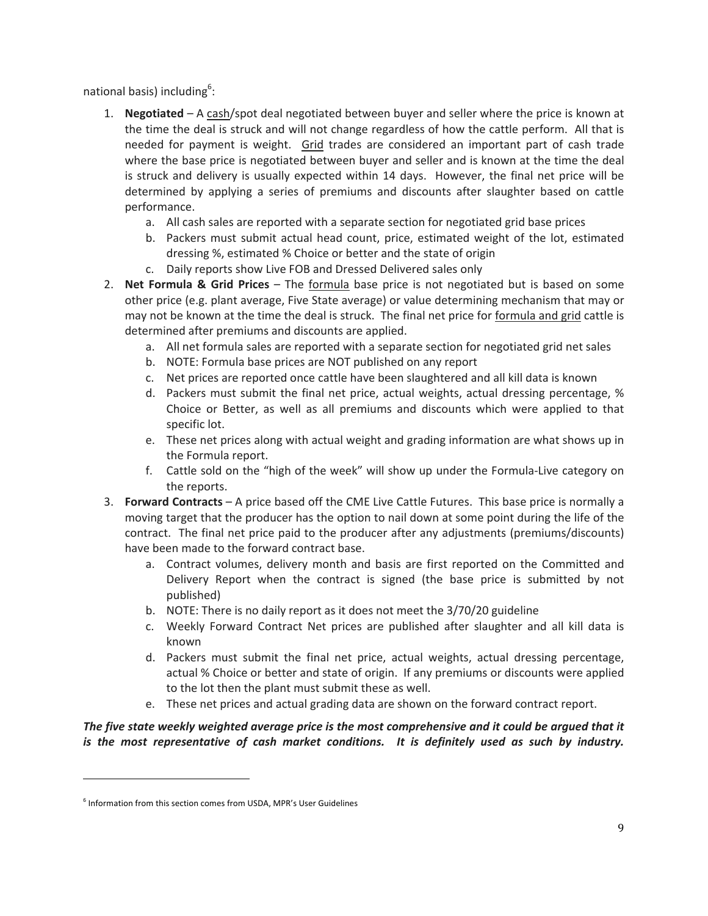national basis) including[6]:

1. **Negotiated** – A cash/spot deal negotiated between buyer and seller where the price is known at the time the deal is struck and will not change regardless of how the cattle perform. All that is needed for payment is weight. Grid trades are considered an important part of cash trade where the base price is negotiated between buyer and seller and is known at the time the deal is struck and delivery is usually expected within 14 days. However, the final net price will be determined by applying a series of premiums and discounts after slaughter based on cattle performance.
   a. All cash sales are reported with a separate section for negotiated grid base prices
   b. Packers must submit actual head count, price, estimated weight of the lot, estimated dressing %, estimated % Choice or better and the state of origin
   c. Daily reports show Live FOB and Dressed Delivered sales only
2. **Net Formula & Grid Prices** – The formula base price is not negotiated but is based on some other price (e.g. plant average, Five State average) or value determining mechanism that may or may not be known at the time the deal is struck. The final net price for formula and grid cattle is determined after premiums and discounts are applied.
   a. All net formula sales are reported with a separate section for negotiated grid net sales
   b. NOTE: Formula base prices are NOT published on any report
   c. Net prices are reported once cattle have been slaughtered and all kill data is known
   d. Packers must submit the final net price, actual weights, actual dressing percentage, % Choice or Better, as well as all premiums and discounts which were applied to that specific lot.
   e. These net prices along with actual weight and grading information are what shows up in the Formula report.
   f. Cattle sold on the "high of the week" will show up under the Formula-Live category on the reports.
3. **Forward Contracts** – A price based off the CME Live Cattle Futures. This base price is normally a moving target that the producer has the option to nail down at some point during the life of the contract. The final net price paid to the producer after any adjustments (premiums/discounts) have been made to the forward contract base.
   a. Contract volumes, delivery month and basis are first reported on the Committed and Delivery Report when the contract is signed (the base price is submitted by not published)
   b. NOTE: There is no daily report as it does not meet the 3/70/20 guideline
   c. Weekly Forward Contract Net prices are published after slaughter and all kill data is known
   d. Packers must submit the final net price, actual weights, actual dressing percentage, actual % Choice or better and state of origin. If any premiums or discounts were applied to the lot then the plant must submit these as well.
   e. These net prices and actual grading data are shown on the forward contract report.

***The five state weekly weighted average price is the most comprehensive and it could be argued that it is the most representative of cash market conditions. It is definitely used as such by industry.***

[6] Information from this section comes from USDA, MPR's User Guidelines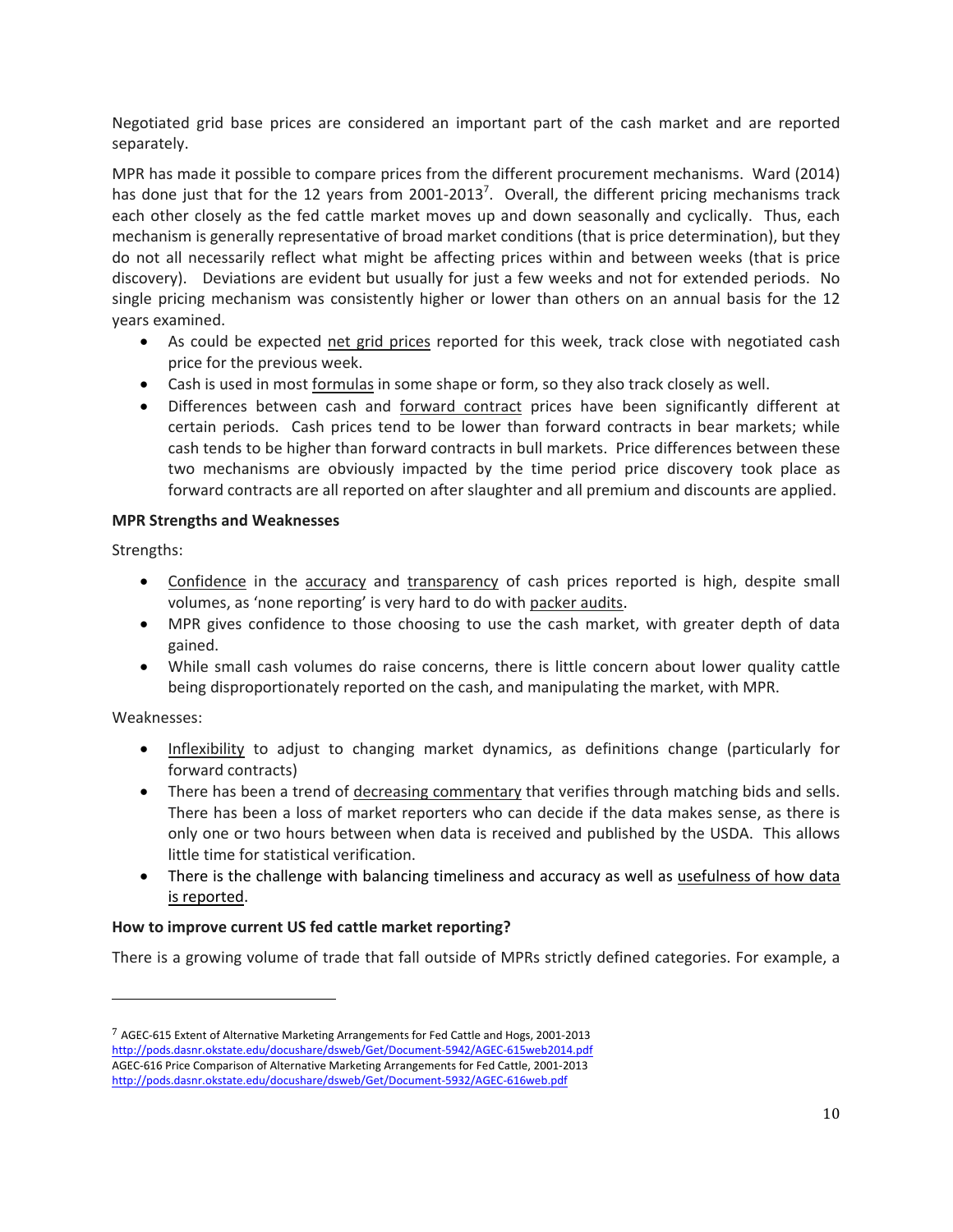Negotiated grid base prices are considered an important part of the cash market and are reported separately.

MPR has made it possible to compare prices from the different procurement mechanisms. Ward (2014) has done just that for the 12 years from 2001-2013[7]. Overall, the different pricing mechanisms track each other closely as the fed cattle market moves up and down seasonally and cyclically. Thus, each mechanism is generally representative of broad market conditions (that is price determination), but they do not all necessarily reflect what might be affecting prices within and between weeks (that is price discovery). Deviations are evident but usually for just a few weeks and not for extended periods. No single pricing mechanism was consistently higher or lower than others on an annual basis for the 12 years examined.

- As could be expected <u>net grid prices</u> reported for this week, track close with negotiated cash price for the previous week.
- Cash is used in most <u>formulas</u> in some shape or form, so they also track closely as well.
- Differences between cash and <u>forward contract</u> prices have been significantly different at certain periods. Cash prices tend to be lower than forward contracts in bear markets; while cash tends to be higher than forward contracts in bull markets. Price differences between these two mechanisms are obviously impacted by the time period price discovery took place as forward contracts are all reported on after slaughter and all premium and discounts are applied.

**MPR Strengths and Weaknesses**

Strengths:

- <u>Confidence</u> in the <u>accuracy</u> and <u>transparency</u> of cash prices reported is high, despite small volumes, as 'none reporting' is very hard to do with <u>packer audits</u>.
- MPR gives confidence to those choosing to use the cash market, with greater depth of data gained.
- While small cash volumes do raise concerns, there is little concern about lower quality cattle being disproportionately reported on the cash, and manipulating the market, with MPR.

Weaknesses:

- <u>Inflexibility</u> to adjust to changing market dynamics, as definitions change (particularly for forward contracts)
- There has been a trend of <u>decreasing commentary</u> that verifies through matching bids and sells. There has been a loss of market reporters who can decide if the data makes sense, as there is only one or two hours between when data is received and published by the USDA. This allows little time for statistical verification.
- There is the challenge with balancing timeliness and accuracy as well as <u>usefulness of how data is reported</u>.

**How to improve current US fed cattle market reporting?**

There is a growing volume of trade that fall outside of MPRs strictly defined categories. For example, a

---

[7] AGEC-615 Extent of Alternative Marketing Arrangements for Fed Cattle and Hogs, 2001-2013
http://pods.dasnr.okstate.edu/docushare/dsweb/Get/Document-5942/AGEC-615web2014.pdf
AGEC-616 Price Comparison of Alternative Marketing Arrangements for Fed Cattle, 2001-2013
http://pods.dasnr.okstate.edu/docushare/dsweb/Get/Document-5932/AGEC-616web.pdf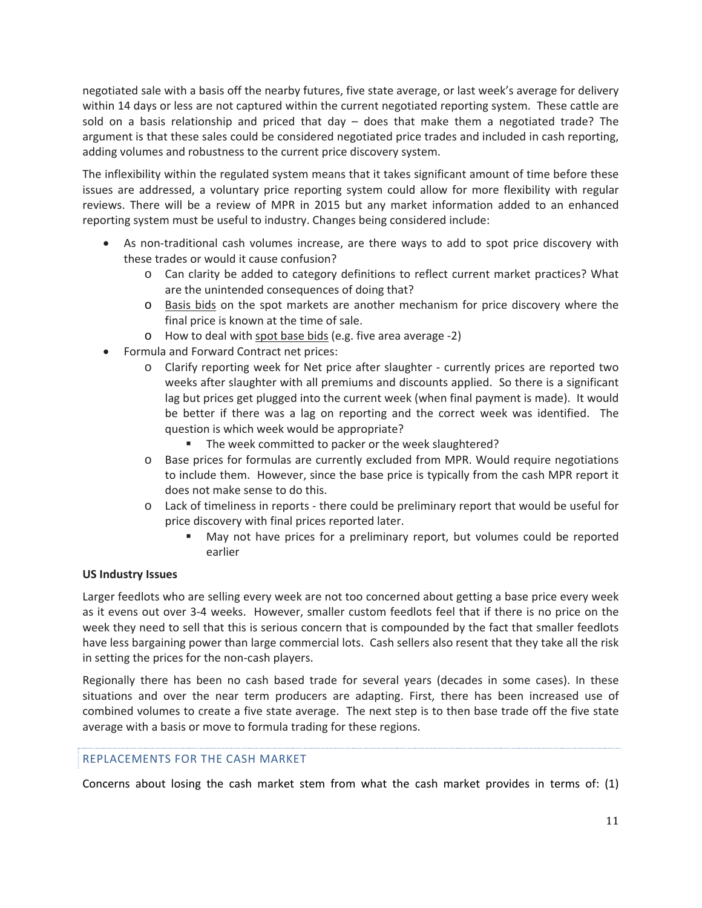negotiated sale with a basis off the nearby futures, five state average, or last week's average for delivery within 14 days or less are not captured within the current negotiated reporting system. These cattle are sold on a basis relationship and priced that day – does that make them a negotiated trade? The argument is that these sales could be considered negotiated price trades and included in cash reporting, adding volumes and robustness to the current price discovery system.

The inflexibility within the regulated system means that it takes significant amount of time before these issues are addressed, a voluntary price reporting system could allow for more flexibility with regular reviews. There will be a review of MPR in 2015 but any market information added to an enhanced reporting system must be useful to industry. Changes being considered include:

- As non-traditional cash volumes increase, are there ways to add to spot price discovery with these trades or would it cause confusion?
  - Can clarity be added to category definitions to reflect current market practices? What are the unintended consequences of doing that?
  - Basis bids on the spot markets are another mechanism for price discovery where the final price is known at the time of sale.
  - How to deal with spot base bids (e.g. five area average -2)
- Formula and Forward Contract net prices:
  - Clarify reporting week for Net price after slaughter - currently prices are reported two weeks after slaughter with all premiums and discounts applied. So there is a significant lag but prices get plugged into the current week (when final payment is made). It would be better if there was a lag on reporting and the correct week was identified. The question is which week would be appropriate?
    - The week committed to packer or the week slaughtered?
  - Base prices for formulas are currently excluded from MPR. Would require negotiations to include them. However, since the base price is typically from the cash MPR report it does not make sense to do this.
  - Lack of timeliness in reports - there could be preliminary report that would be useful for price discovery with final prices reported later.
    - May not have prices for a preliminary report, but volumes could be reported earlier

**US Industry Issues**

Larger feedlots who are selling every week are not too concerned about getting a base price every week as it evens out over 3-4 weeks. However, smaller custom feedlots feel that if there is no price on the week they need to sell that this is serious concern that is compounded by the fact that smaller feedlots have less bargaining power than large commercial lots. Cash sellers also resent that they take all the risk in setting the prices for the non-cash players.

Regionally there has been no cash based trade for several years (decades in some cases). In these situations and over the near term producers are adapting. First, there has been increased use of combined volumes to create a five state average. The next step is to then base trade off the five state average with a basis or move to formula trading for these regions.

## REPLACEMENTS FOR THE CASH MARKET

Concerns about losing the cash market stem from what the cash market provides in terms of: (1)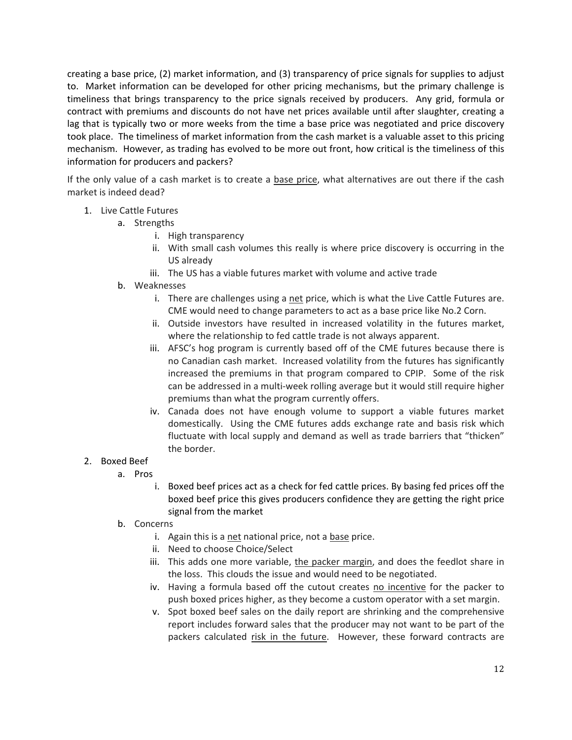creating a base price, (2) market information, and (3) transparency of price signals for supplies to adjust to. Market information can be developed for other pricing mechanisms, but the primary challenge is timeliness that brings transparency to the price signals received by producers. Any grid, formula or contract with premiums and discounts do not have net prices available until after slaughter, creating a lag that is typically two or more weeks from the time a base price was negotiated and price discovery took place. The timeliness of market information from the cash market is a valuable asset to this pricing mechanism. However, as trading has evolved to be more out front, how critical is the timeliness of this information for producers and packers?

If the only value of a cash market is to create a <u>base price</u>, what alternatives are out there if the cash market is indeed dead?

1. Live Cattle Futures
   a. Strengths
      i. High transparency
      ii. With small cash volumes this really is where price discovery is occurring in the US already
      iii. The US has a viable futures market with volume and active trade
   b. Weaknesses
      i. There are challenges using a <u>net</u> price, which is what the Live Cattle Futures are. CME would need to change parameters to act as a base price like No.2 Corn.
      ii. Outside investors have resulted in increased volatility in the futures market, where the relationship to fed cattle trade is not always apparent.
      iii. AFSC's hog program is currently based off of the CME futures because there is no Canadian cash market. Increased volatility from the futures has significantly increased the premiums in that program compared to CPIP. Some of the risk can be addressed in a multi-week rolling average but it would still require higher premiums than what the program currently offers.
      iv. Canada does not have enough volume to support a viable futures market domestically. Using the CME futures adds exchange rate and basis risk which fluctuate with local supply and demand as well as trade barriers that "thicken" the border.
2. Boxed Beef
   a. Pros
      i. Boxed beef prices act as a check for fed cattle prices. By basing fed prices off the boxed beef price this gives producers confidence they are getting the right price signal from the market
   b. Concerns
      i. Again this is a <u>net</u> national price, not a <u>base</u> price.
      ii. Need to choose Choice/Select
      iii. This adds one more variable, <u>the packer margin</u>, and does the feedlot share in the loss. This clouds the issue and would need to be negotiated.
      iv. Having a formula based off the cutout creates <u>no incentive</u> for the packer to push boxed prices higher, as they become a custom operator with a set margin.
      v. Spot boxed beef sales on the daily report are shrinking and the comprehensive report includes forward sales that the producer may not want to be part of the packers calculated <u>risk in the future</u>. However, these forward contracts are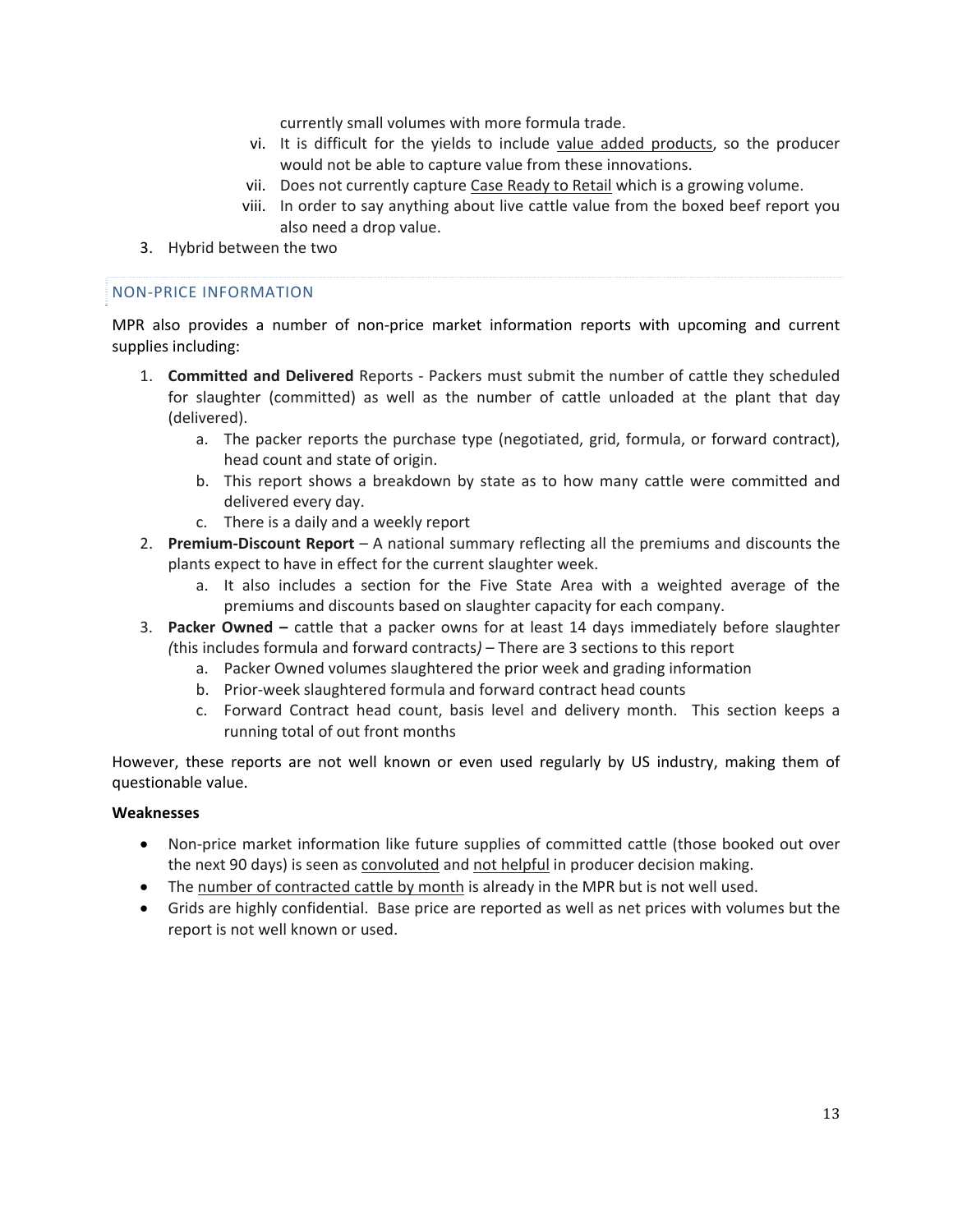currently small volumes with more formula trade.

vi. It is difficult for the yields to include value added products, so the producer would not be able to capture value from these innovations.

vii. Does not currently capture Case Ready to Retail which is a growing volume.

viii. In order to say anything about live cattle value from the boxed beef report you also need a drop value.

3. Hybrid between the two

## NON-PRICE INFORMATION

MPR also provides a number of non-price market information reports with upcoming and current supplies including:

1. **Committed and Delivered** Reports - Packers must submit the number of cattle they scheduled for slaughter (committed) as well as the number of cattle unloaded at the plant that day (delivered).
   a. The packer reports the purchase type (negotiated, grid, formula, or forward contract), head count and state of origin.
   b. This report shows a breakdown by state as to how many cattle were committed and delivered every day.
   c. There is a daily and a weekly report
2. **Premium-Discount Report** – A national summary reflecting all the premiums and discounts the plants expect to have in effect for the current slaughter week.
   a. It also includes a section for the Five State Area with a weighted average of the premiums and discounts based on slaughter capacity for each company.
3. **Packer Owned –** cattle that a packer owns for at least 14 days immediately before slaughter *(*this includes formula and forward contracts*)* – There are 3 sections to this report
   a. Packer Owned volumes slaughtered the prior week and grading information
   b. Prior-week slaughtered formula and forward contract head counts
   c. Forward Contract head count, basis level and delivery month. This section keeps a running total of out front months

However, these reports are not well known or even used regularly by US industry, making them of questionable value.

**Weaknesses**

- Non-price market information like future supplies of committed cattle (those booked out over the next 90 days) is seen as convoluted and not helpful in producer decision making.
- The number of contracted cattle by month is already in the MPR but is not well used.
- Grids are highly confidential. Base price are reported as well as net prices with volumes but the report is not well known or used.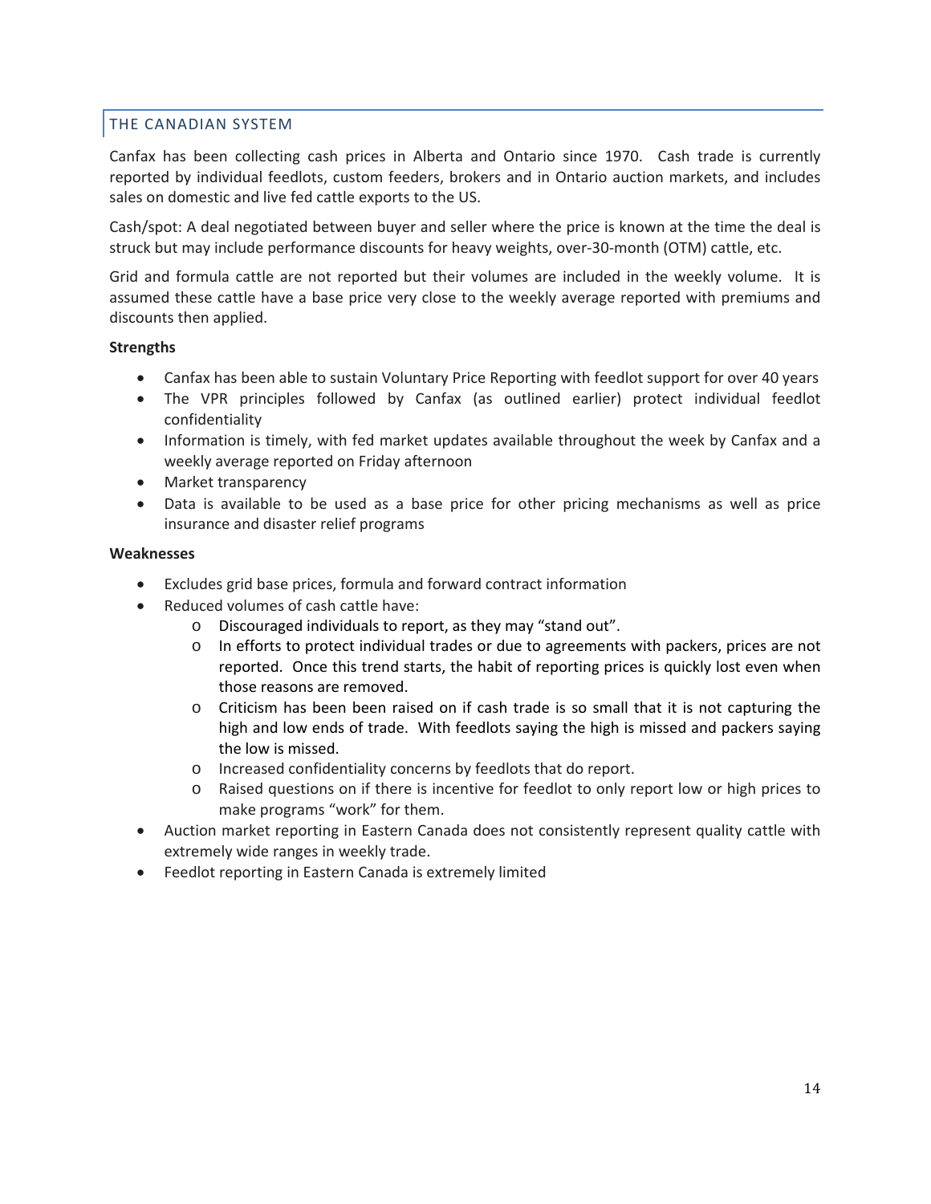## THE CANADIAN SYSTEM

Canfax has been collecting cash prices in Alberta and Ontario since 1970. Cash trade is currently reported by individual feedlots, custom feeders, brokers and in Ontario auction markets, and includes sales on domestic and live fed cattle exports to the US.

Cash/spot: A deal negotiated between buyer and seller where the price is known at the time the deal is struck but may include performance discounts for heavy weights, over-30-month (OTM) cattle, etc.

Grid and formula cattle are not reported but their volumes are included in the weekly volume. It is assumed these cattle have a base price very close to the weekly average reported with premiums and discounts then applied.

**Strengths**

- Canfax has been able to sustain Voluntary Price Reporting with feedlot support for over 40 years
- The VPR principles followed by Canfax (as outlined earlier) protect individual feedlot confidentiality
- Information is timely, with fed market updates available throughout the week by Canfax and a weekly average reported on Friday afternoon
- Market transparency
- Data is available to be used as a base price for other pricing mechanisms as well as price insurance and disaster relief programs

**Weaknesses**

- Excludes grid base prices, formula and forward contract information
- Reduced volumes of cash cattle have:
  - Discouraged individuals to report, as they may "stand out".
  - In efforts to protect individual trades or due to agreements with packers, prices are not reported. Once this trend starts, the habit of reporting prices is quickly lost even when those reasons are removed.
  - Criticism has been been raised on if cash trade is so small that it is not capturing the high and low ends of trade. With feedlots saying the high is missed and packers saying the low is missed.
  - Increased confidentiality concerns by feedlots that do report.
  - Raised questions on if there is incentive for feedlot to only report low or high prices to make programs "work" for them.
- Auction market reporting in Eastern Canada does not consistently represent quality cattle with extremely wide ranges in weekly trade.
- Feedlot reporting in Eastern Canada is extremely limited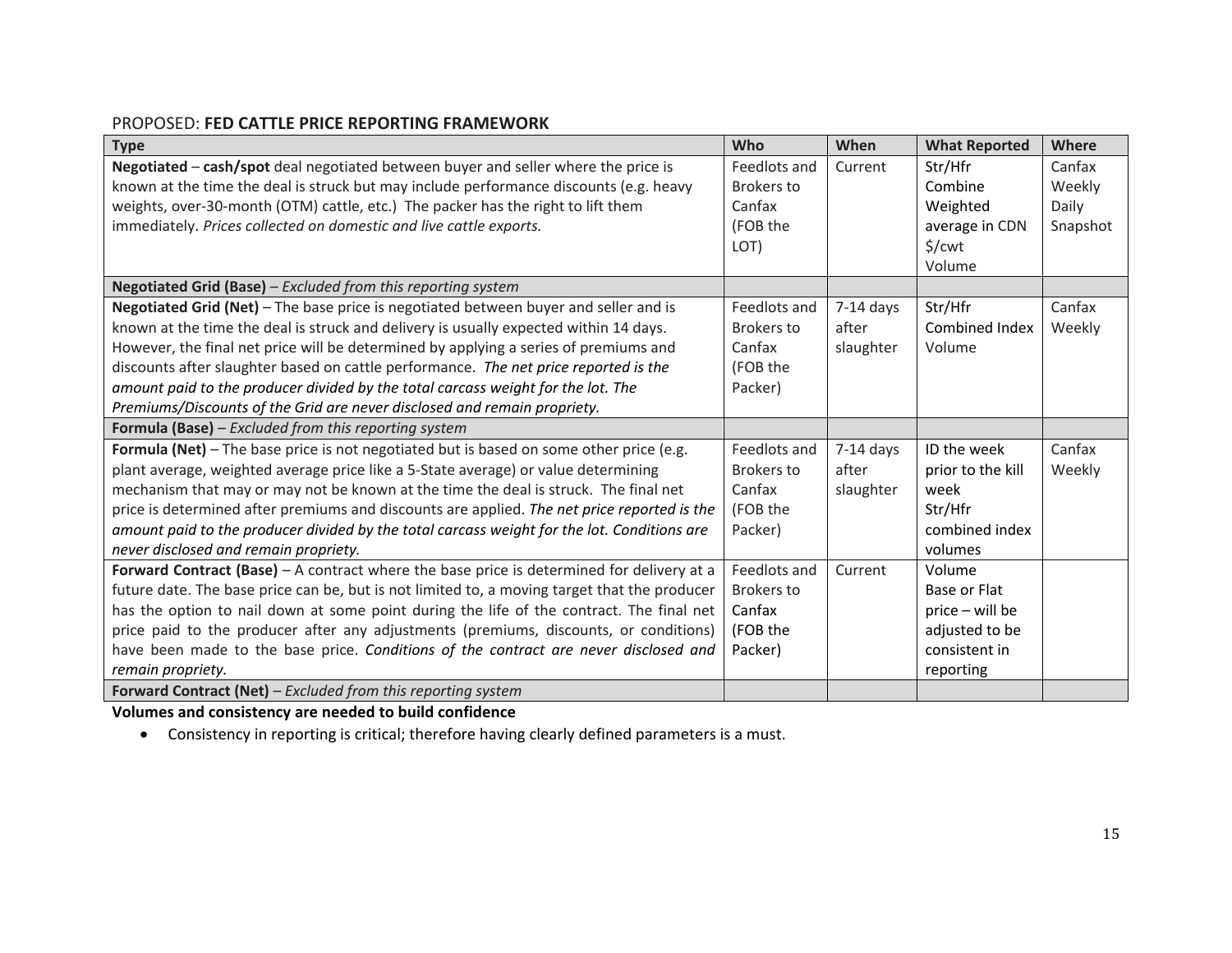PROPOSED: **FED CATTLE PRICE REPORTING FRAMEWORK**

| Type | Who | When | What Reported | Where |
|---|---|---|---|---|
| **Negotiated** – **cash/spot** deal negotiated between buyer and seller where the price is known at the time the deal is struck but may include performance discounts (e.g. heavy weights, over-30-month (OTM) cattle, etc.) The packer has the right to lift them immediately. *Prices collected on domestic and live cattle exports.* | Feedlots and Brokers to Canfax (FOB the LOT) | Current | Str/Hfr Combine Weighted average in CDN $/cwt Volume | Canfax Weekly Daily Snapshot |
| **Negotiated Grid (Base)** – *Excluded from this reporting system* | | | | |
| **Negotiated Grid (Net)** – The base price is negotiated between buyer and seller and is known at the time the deal is struck and delivery is usually expected within 14 days. However, the final net price will be determined by applying a series of premiums and discounts after slaughter based on cattle performance. *The net price reported is the amount paid to the producer divided by the total carcass weight for the lot. The Premiums/Discounts of the Grid are never disclosed and remain propriety.* | Feedlots and Brokers to Canfax (FOB the Packer) | 7-14 days after slaughter | Str/Hfr Combined Index Volume | Canfax Weekly |
| **Formula (Base)** – *Excluded from this reporting system* | | | | |
| **Formula (Net)** – The base price is not negotiated but is based on some other price (e.g. plant average, weighted average price like a 5-State average) or value determining mechanism that may or may not be known at the time the deal is struck. The final net price is determined after premiums and discounts are applied. *The net price reported is the amount paid to the producer divided by the total carcass weight for the lot. Conditions are never disclosed and remain propriety.* | Feedlots and Brokers to Canfax (FOB the Packer) | 7-14 days after slaughter | ID the week prior to the kill week Str/Hfr combined index volumes | Canfax Weekly |
| **Forward Contract (Base)** – A contract where the base price is determined for delivery at a future date. The base price can be, but is not limited to, a moving target that the producer has the option to nail down at some point during the life of the contract. The final net price paid to the producer after any adjustments (premiums, discounts, or conditions) have been made to the base price. *Conditions of the contract are never disclosed and remain propriety.* | Feedlots and Brokers to Canfax (FOB the Packer) | Current | Volume Base or Flat price – will be adjusted to be consistent in reporting | |
| **Forward Contract (Net)** – *Excluded from this reporting system* | | | | |

**Volumes and consistency are needed to build confidence**

- Consistency in reporting is critical; therefore having clearly defined parameters is a must.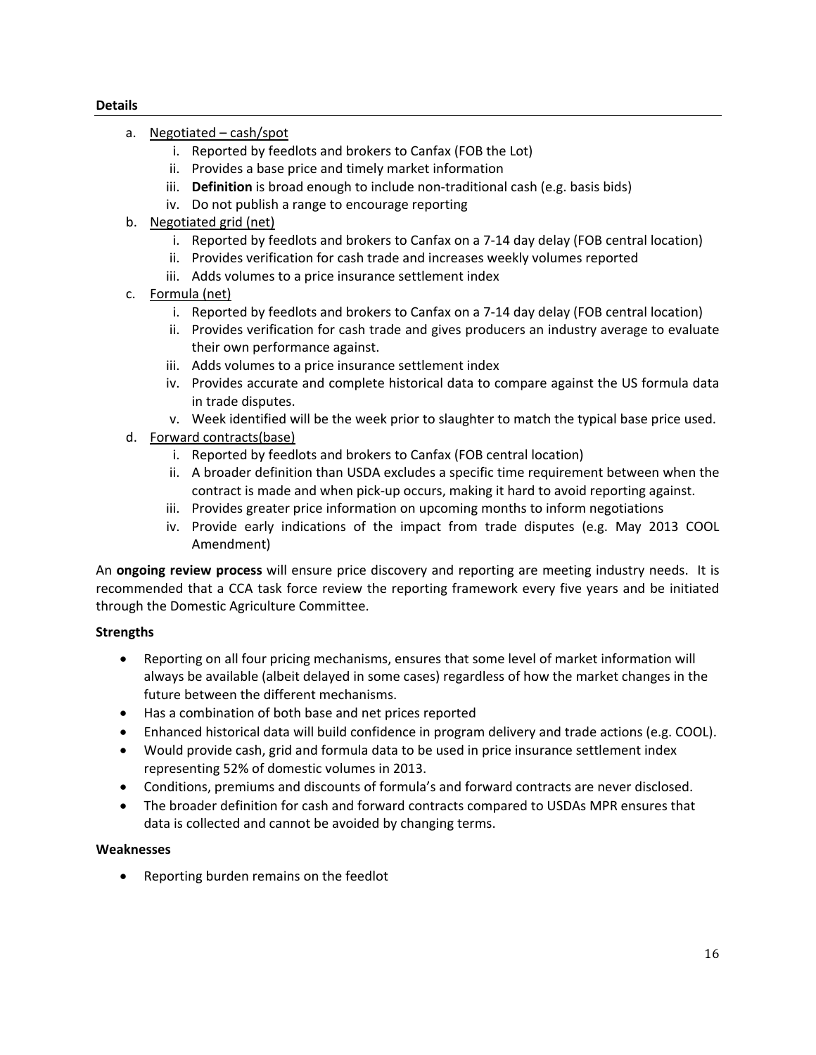**Details**

a. Negotiated – cash/spot
    i. Reported by feedlots and brokers to Canfax (FOB the Lot)
    ii. Provides a base price and timely market information
    iii. **Definition** is broad enough to include non-traditional cash (e.g. basis bids)
    iv. Do not publish a range to encourage reporting
b. Negotiated grid (net)
    i. Reported by feedlots and brokers to Canfax on a 7-14 day delay (FOB central location)
    ii. Provides verification for cash trade and increases weekly volumes reported
    iii. Adds volumes to a price insurance settlement index
c. Formula (net)
    i. Reported by feedlots and brokers to Canfax on a 7-14 day delay (FOB central location)
    ii. Provides verification for cash trade and gives producers an industry average to evaluate their own performance against.
    iii. Adds volumes to a price insurance settlement index
    iv. Provides accurate and complete historical data to compare against the US formula data in trade disputes.
    v. Week identified will be the week prior to slaughter to match the typical base price used.
d. Forward contracts(base)
    i. Reported by feedlots and brokers to Canfax (FOB central location)
    ii. A broader definition than USDA excludes a specific time requirement between when the contract is made and when pick-up occurs, making it hard to avoid reporting against.
    iii. Provides greater price information on upcoming months to inform negotiations
    iv. Provide early indications of the impact from trade disputes (e.g. May 2013 COOL Amendment)

An **ongoing review process** will ensure price discovery and reporting are meeting industry needs. It is recommended that a CCA task force review the reporting framework every five years and be initiated through the Domestic Agriculture Committee.

**Strengths**

- Reporting on all four pricing mechanisms, ensures that some level of market information will always be available (albeit delayed in some cases) regardless of how the market changes in the future between the different mechanisms.
- Has a combination of both base and net prices reported
- Enhanced historical data will build confidence in program delivery and trade actions (e.g. COOL).
- Would provide cash, grid and formula data to be used in price insurance settlement index representing 52% of domestic volumes in 2013.
- Conditions, premiums and discounts of formula's and forward contracts are never disclosed.
- The broader definition for cash and forward contracts compared to USDAs MPR ensures that data is collected and cannot be avoided by changing terms.

**Weaknesses**

- Reporting burden remains on the feedlot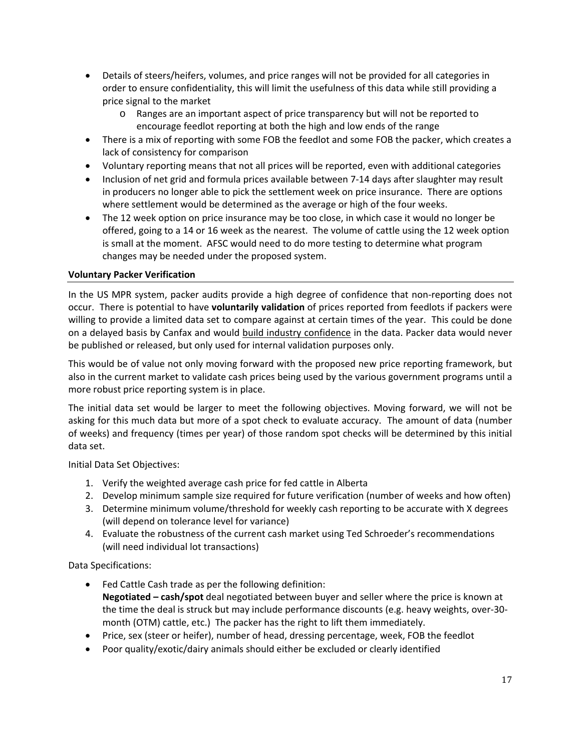- Details of steers/heifers, volumes, and price ranges will not be provided for all categories in order to ensure confidentiality, this will limit the usefulness of this data while still providing a price signal to the market
    - Ranges are an important aspect of price transparency but will not be reported to encourage feedlot reporting at both the high and low ends of the range
- There is a mix of reporting with some FOB the feedlot and some FOB the packer, which creates a lack of consistency for comparison
- Voluntary reporting means that not all prices will be reported, even with additional categories
- Inclusion of net grid and formula prices available between 7-14 days after slaughter may result in producers no longer able to pick the settlement week on price insurance. There are options where settlement would be determined as the average or high of the four weeks.
- The 12 week option on price insurance may be too close, in which case it would no longer be offered, going to a 14 or 16 week as the nearest. The volume of cattle using the 12 week option is small at the moment. AFSC would need to do more testing to determine what program changes may be needed under the proposed system.

### Voluntary Packer Verification

In the US MPR system, packer audits provide a high degree of confidence that non-reporting does not occur. There is potential to have **voluntarily validation** of prices reported from feedlots if packers were willing to provide a limited data set to compare against at certain times of the year. This could be done on a delayed basis by Canfax and would <u>build industry confidence</u> in the data. Packer data would never be published or released, but only used for internal validation purposes only.

This would be of value not only moving forward with the proposed new price reporting framework, but also in the current market to validate cash prices being used by the various government programs until a more robust price reporting system is in place.

The initial data set would be larger to meet the following objectives. Moving forward, we will not be asking for this much data but more of a spot check to evaluate accuracy. The amount of data (number of weeks) and frequency (times per year) of those random spot checks will be determined by this initial data set.

Initial Data Set Objectives:

1. Verify the weighted average cash price for fed cattle in Alberta
2. Develop minimum sample size required for future verification (number of weeks and how often)
3. Determine minimum volume/threshold for weekly cash reporting to be accurate with X degrees (will depend on tolerance level for variance)
4. Evaluate the robustness of the current cash market using Ted Schroeder's recommendations (will need individual lot transactions)

Data Specifications:

- Fed Cattle Cash trade as per the following definition:
  **Negotiated – cash/spot** deal negotiated between buyer and seller where the price is known at the time the deal is struck but may include performance discounts (e.g. heavy weights, over-30-month (OTM) cattle, etc.) The packer has the right to lift them immediately.
- Price, sex (steer or heifer), number of head, dressing percentage, week, FOB the feedlot
- Poor quality/exotic/dairy animals should either be excluded or clearly identified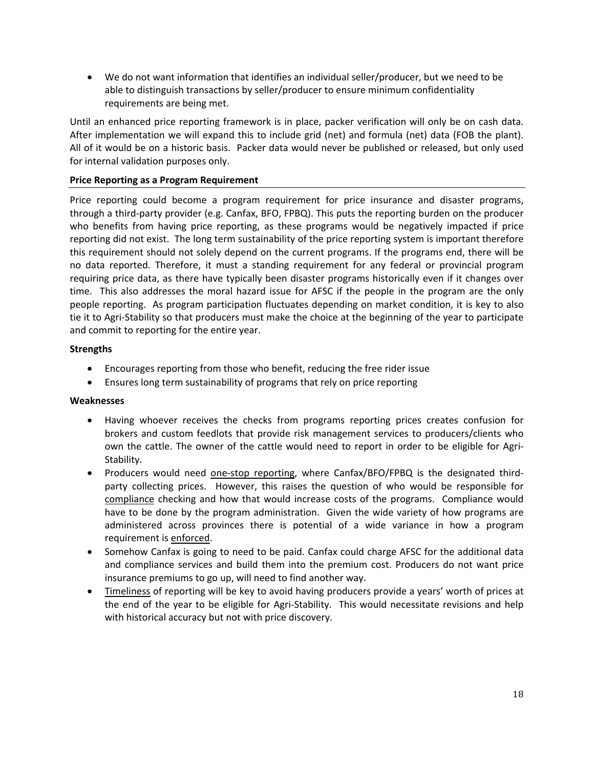- We do not want information that identifies an individual seller/producer, but we need to be able to distinguish transactions by seller/producer to ensure minimum confidentiality requirements are being met.

Until an enhanced price reporting framework is in place, packer verification will only be on cash data. After implementation we will expand this to include grid (net) and formula (net) data (FOB the plant). All of it would be on a historic basis. Packer data would never be published or released, but only used for internal validation purposes only.

**Price Reporting as a Program Requirement**

Price reporting could become a program requirement for price insurance and disaster programs, through a third-party provider (e.g. Canfax, BFO, FPBQ). This puts the reporting burden on the producer who benefits from having price reporting, as these programs would be negatively impacted if price reporting did not exist. The long term sustainability of the price reporting system is important therefore this requirement should not solely depend on the current programs. If the programs end, there will be no data reported. Therefore, it must a standing requirement for any federal or provincial program requiring price data, as there have typically been disaster programs historically even if it changes over time. This also addresses the moral hazard issue for AFSC if the people in the program are the only people reporting. As program participation fluctuates depending on market condition, it is key to also tie it to Agri-Stability so that producers must make the choice at the beginning of the year to participate and commit to reporting for the entire year.

**Strengths**

- Encourages reporting from those who benefit, reducing the free rider issue
- Ensures long term sustainability of programs that rely on price reporting

**Weaknesses**

- Having whoever receives the checks from programs reporting prices creates confusion for brokers and custom feedlots that provide risk management services to producers/clients who own the cattle. The owner of the cattle would need to report in order to be eligible for Agri-Stability.
- Producers would need one-stop reporting, where Canfax/BFO/FPBQ is the designated third-party collecting prices. However, this raises the question of who would be responsible for compliance checking and how that would increase costs of the programs. Compliance would have to be done by the program administration. Given the wide variety of how programs are administered across provinces there is potential of a wide variance in how a program requirement is enforced.
- Somehow Canfax is going to need to be paid. Canfax could charge AFSC for the additional data and compliance services and build them into the premium cost. Producers do not want price insurance premiums to go up, will need to find another way.
- Timeliness of reporting will be key to avoid having producers provide a years' worth of prices at the end of the year to be eligible for Agri-Stability. This would necessitate revisions and help with historical accuracy but not with price discovery.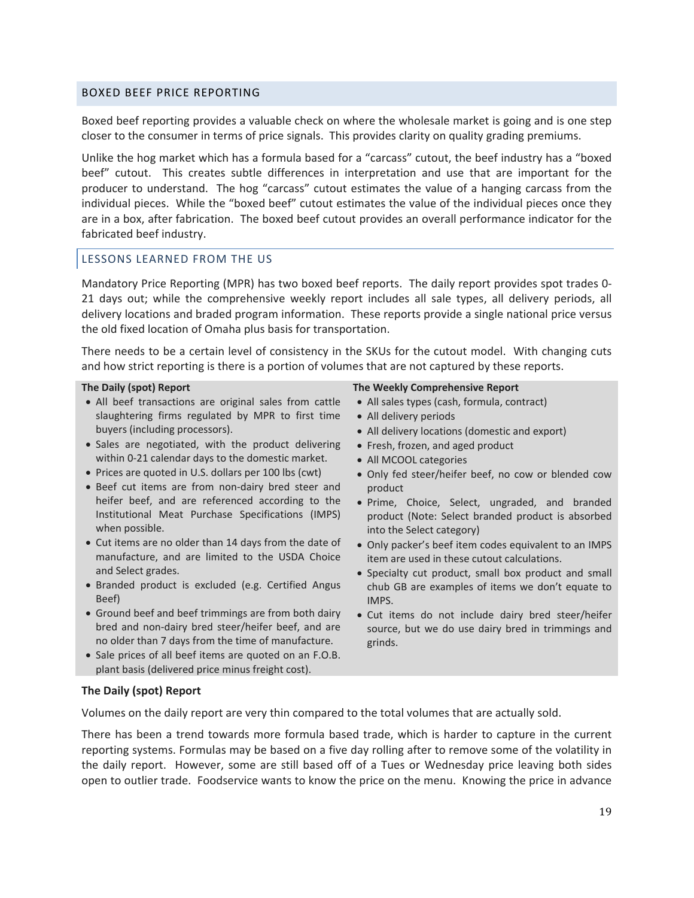## BOXED BEEF PRICE REPORTING

Boxed beef reporting provides a valuable check on where the wholesale market is going and is one step closer to the consumer in terms of price signals. This provides clarity on quality grading premiums.

Unlike the hog market which has a formula based for a "carcass" cutout, the beef industry has a "boxed beef" cutout. This creates subtle differences in interpretation and use that are important for the producer to understand. The hog "carcass" cutout estimates the value of a hanging carcass from the individual pieces. While the "boxed beef" cutout estimates the value of the individual pieces once they are in a box, after fabrication. The boxed beef cutout provides an overall performance indicator for the fabricated beef industry.

### LESSONS LEARNED FROM THE US

Mandatory Price Reporting (MPR) has two boxed beef reports. The daily report provides spot trades 0-21 days out; while the comprehensive weekly report includes all sale types, all delivery periods, all delivery locations and braded program information. These reports provide a single national price versus the old fixed location of Omaha plus basis for transportation.

There needs to be a certain level of consistency in the SKUs for the cutout model. With changing cuts and how strict reporting is there is a portion of volumes that are not captured by these reports.

**The Daily (spot) Report**

- All beef transactions are original sales from cattle slaughtering firms regulated by MPR to first time buyers (including processors).
- Sales are negotiated, with the product delivering within 0-21 calendar days to the domestic market.
- Prices are quoted in U.S. dollars per 100 lbs (cwt)
- Beef cut items are from non-dairy bred steer and heifer beef, and are referenced according to the Institutional Meat Purchase Specifications (IMPS) when possible.
- Cut items are no older than 14 days from the date of manufacture, and are limited to the USDA Choice and Select grades.
- Branded product is excluded (e.g. Certified Angus Beef)
- Ground beef and beef trimmings are from both dairy bred and non-dairy bred steer/heifer beef, and are no older than 7 days from the time of manufacture.
- Sale prices of all beef items are quoted on an F.O.B. plant basis (delivered price minus freight cost).

**The Weekly Comprehensive Report**

- All sales types (cash, formula, contract)
- All delivery periods
- All delivery locations (domestic and export)
- Fresh, frozen, and aged product
- All MCOOL categories
- Only fed steer/heifer beef, no cow or blended cow product
- Prime, Choice, Select, ungraded, and branded product (Note: Select branded product is absorbed into the Select category)
- Only packer's beef item codes equivalent to an IMPS item are used in these cutout calculations.
- Specialty cut product, small box product and small chub GB are examples of items we don't equate to IMPS.
- Cut items do not include dairy bred steer/heifer source, but we do use dairy bred in trimmings and grinds.

**The Daily (spot) Report**

Volumes on the daily report are very thin compared to the total volumes that are actually sold.

There has been a trend towards more formula based trade, which is harder to capture in the current reporting systems. Formulas may be based on a five day rolling after to remove some of the volatility in the daily report. However, some are still based off of a Tues or Wednesday price leaving both sides open to outlier trade. Foodservice wants to know the price on the menu. Knowing the price in advance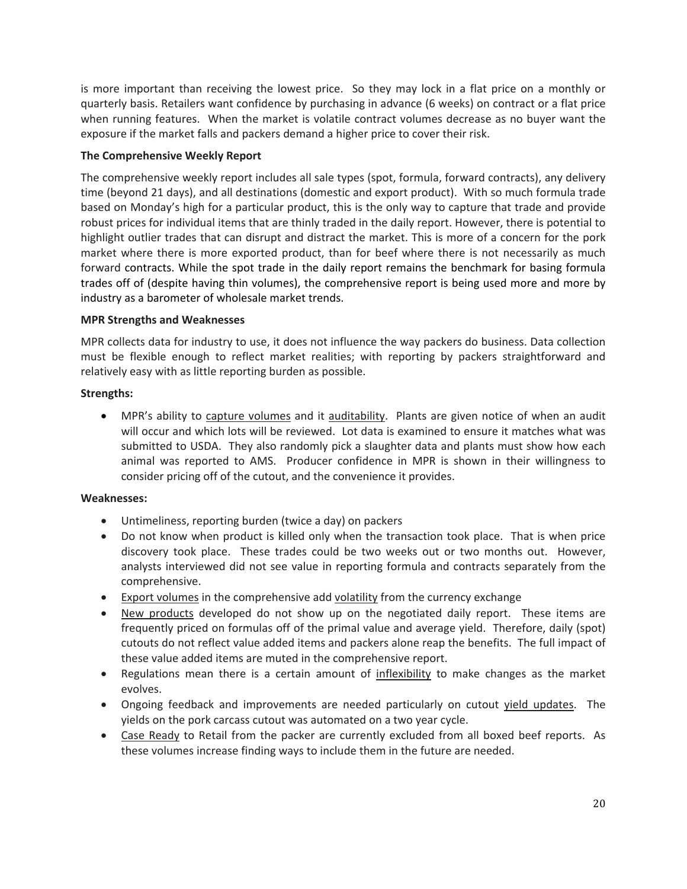is more important than receiving the lowest price. So they may lock in a flat price on a monthly or quarterly basis. Retailers want confidence by purchasing in advance (6 weeks) on contract or a flat price when running features. When the market is volatile contract volumes decrease as no buyer want the exposure if the market falls and packers demand a higher price to cover their risk.

**The Comprehensive Weekly Report**

The comprehensive weekly report includes all sale types (spot, formula, forward contracts), any delivery time (beyond 21 days), and all destinations (domestic and export product). With so much formula trade based on Monday's high for a particular product, this is the only way to capture that trade and provide robust prices for individual items that are thinly traded in the daily report. However, there is potential to highlight outlier trades that can disrupt and distract the market. This is more of a concern for the pork market where there is more exported product, than for beef where there is not necessarily as much forward contracts. While the spot trade in the daily report remains the benchmark for basing formula trades off of (despite having thin volumes), the comprehensive report is being used more and more by industry as a barometer of wholesale market trends.

**MPR Strengths and Weaknesses**

MPR collects data for industry to use, it does not influence the way packers do business. Data collection must be flexible enough to reflect market realities; with reporting by packers straightforward and relatively easy with as little reporting burden as possible.

**Strengths:**

- MPR's ability to capture volumes and it auditability. Plants are given notice of when an audit will occur and which lots will be reviewed. Lot data is examined to ensure it matches what was submitted to USDA. They also randomly pick a slaughter data and plants must show how each animal was reported to AMS. Producer confidence in MPR is shown in their willingness to consider pricing off of the cutout, and the convenience it provides.

**Weaknesses:**

- Untimeliness, reporting burden (twice a day) on packers
- Do not know when product is killed only when the transaction took place. That is when price discovery took place. These trades could be two weeks out or two months out. However, analysts interviewed did not see value in reporting formula and contracts separately from the comprehensive.
- Export volumes in the comprehensive add volatility from the currency exchange
- New products developed do not show up on the negotiated daily report. These items are frequently priced on formulas off of the primal value and average yield. Therefore, daily (spot) cutouts do not reflect value added items and packers alone reap the benefits. The full impact of these value added items are muted in the comprehensive report.
- Regulations mean there is a certain amount of inflexibility to make changes as the market evolves.
- Ongoing feedback and improvements are needed particularly on cutout yield updates. The yields on the pork carcass cutout was automated on a two year cycle.
- Case Ready to Retail from the packer are currently excluded from all boxed beef reports. As these volumes increase finding ways to include them in the future are needed.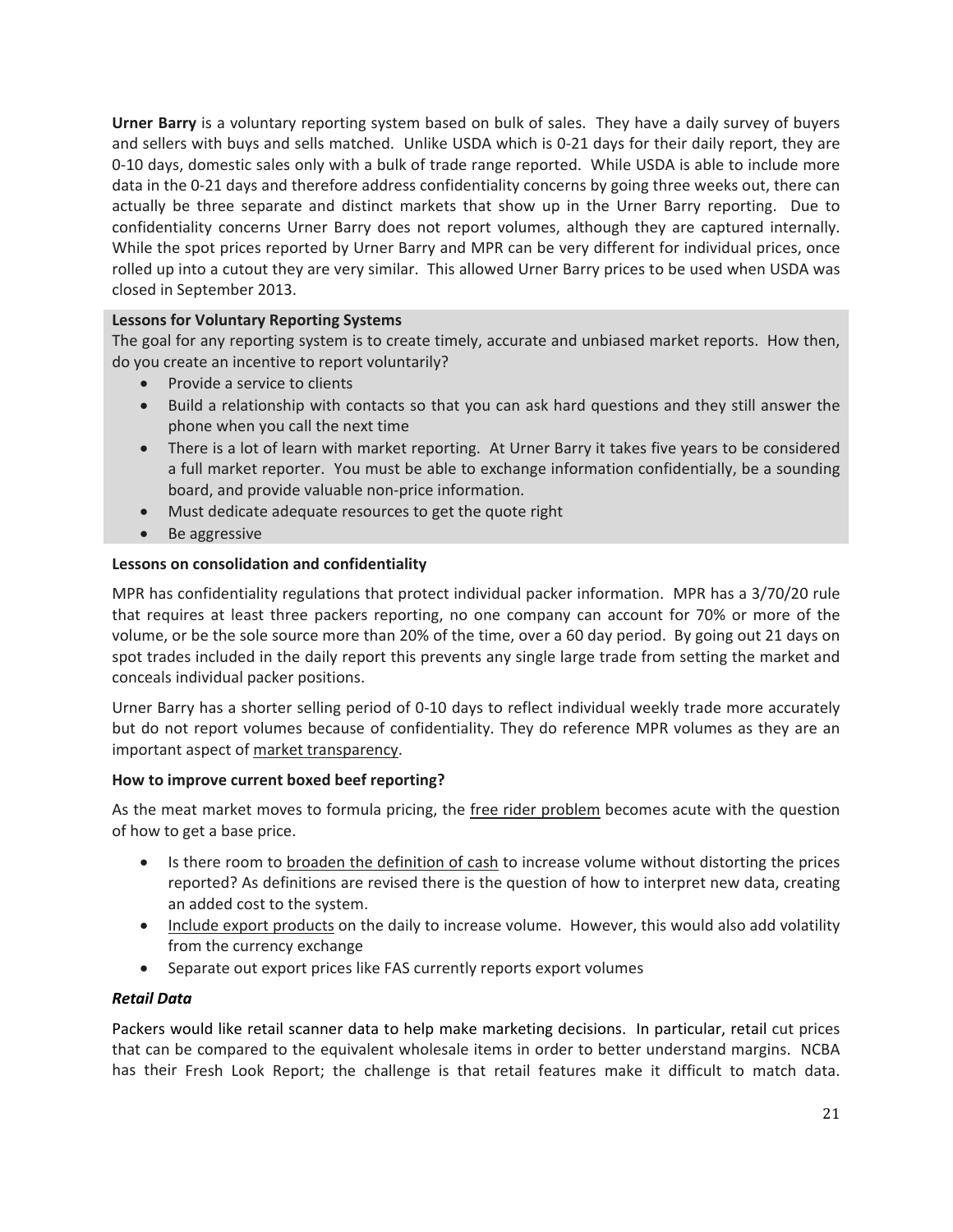**Urner Barry** is a voluntary reporting system based on bulk of sales. They have a daily survey of buyers and sellers with buys and sells matched. Unlike USDA which is 0-21 days for their daily report, they are 0-10 days, domestic sales only with a bulk of trade range reported. While USDA is able to include more data in the 0-21 days and therefore address confidentiality concerns by going three weeks out, there can actually be three separate and distinct markets that show up in the Urner Barry reporting. Due to confidentiality concerns Urner Barry does not report volumes, although they are captured internally. While the spot prices reported by Urner Barry and MPR can be very different for individual prices, once rolled up into a cutout they are very similar. This allowed Urner Barry prices to be used when USDA was closed in September 2013.

**Lessons for Voluntary Reporting Systems**

The goal for any reporting system is to create timely, accurate and unbiased market reports. How then, do you create an incentive to report voluntarily?

- Provide a service to clients
- Build a relationship with contacts so that you can ask hard questions and they still answer the phone when you call the next time
- There is a lot of learn with market reporting. At Urner Barry it takes five years to be considered a full market reporter. You must be able to exchange information confidentially, be a sounding board, and provide valuable non-price information.
- Must dedicate adequate resources to get the quote right
- Be aggressive

**Lessons on consolidation and confidentiality**

MPR has confidentiality regulations that protect individual packer information. MPR has a 3/70/20 rule that requires at least three packers reporting, no one company can account for 70% or more of the volume, or be the sole source more than 20% of the time, over a 60 day period. By going out 21 days on spot trades included in the daily report this prevents any single large trade from setting the market and conceals individual packer positions.

Urner Barry has a shorter selling period of 0-10 days to reflect individual weekly trade more accurately but do not report volumes because of confidentiality. They do reference MPR volumes as they are an important aspect of market transparency.

**How to improve current boxed beef reporting?**

As the meat market moves to formula pricing, the free rider problem becomes acute with the question of how to get a base price.

- Is there room to broaden the definition of cash to increase volume without distorting the prices reported? As definitions are revised there is the question of how to interpret new data, creating an added cost to the system.
- Include export products on the daily to increase volume. However, this would also add volatility from the currency exchange
- Separate out export prices like FAS currently reports export volumes

***Retail Data***

Packers would like retail scanner data to help make marketing decisions. In particular, retail cut prices that can be compared to the equivalent wholesale items in order to better understand margins. NCBA has their Fresh Look Report; the challenge is that retail features make it difficult to match data.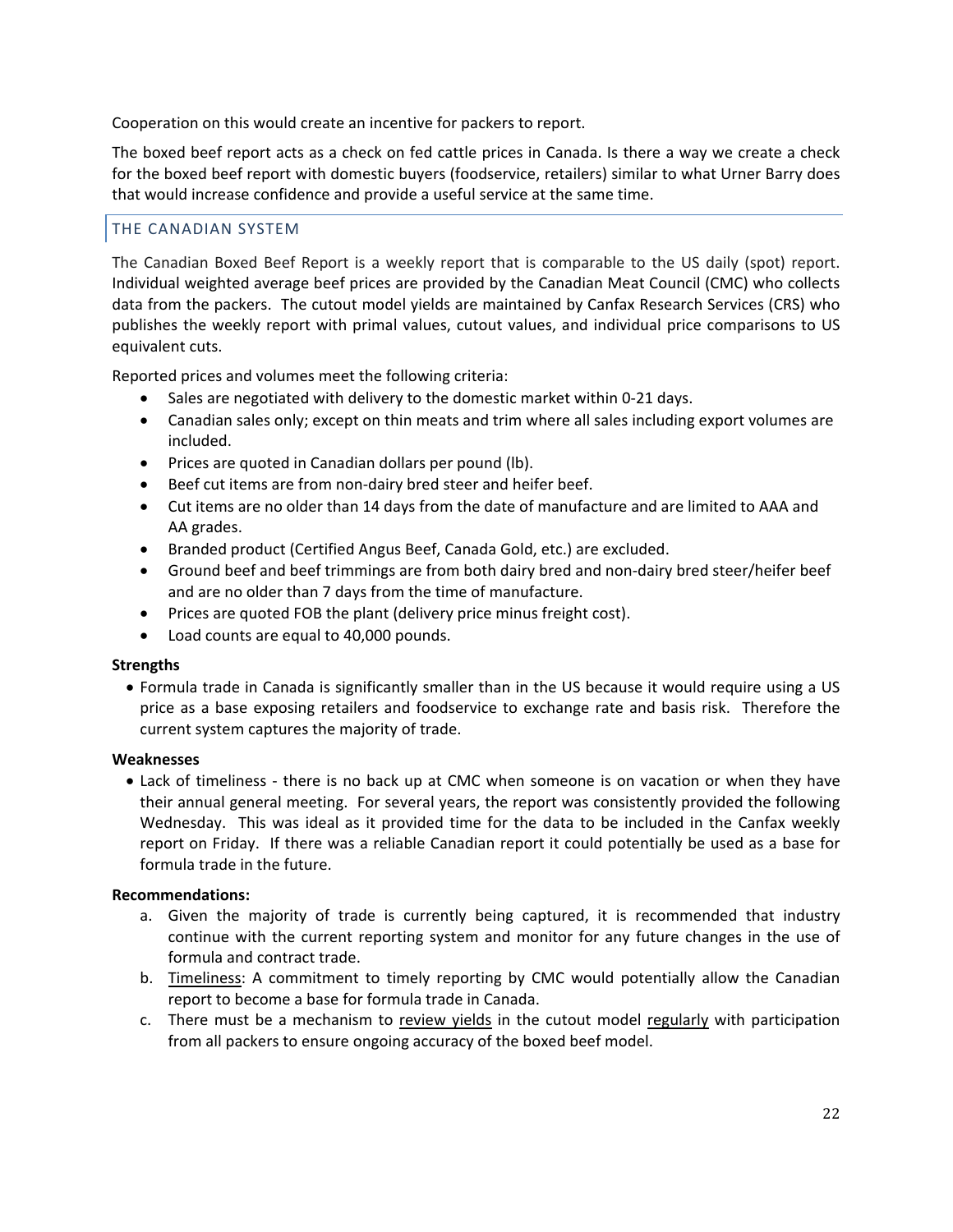Cooperation on this would create an incentive for packers to report.

The boxed beef report acts as a check on fed cattle prices in Canada. Is there a way we create a check for the boxed beef report with domestic buyers (foodservice, retailers) similar to what Urner Barry does that would increase confidence and provide a useful service at the same time.

## THE CANADIAN SYSTEM

The Canadian Boxed Beef Report is a weekly report that is comparable to the US daily (spot) report. Individual weighted average beef prices are provided by the Canadian Meat Council (CMC) who collects data from the packers. The cutout model yields are maintained by Canfax Research Services (CRS) who publishes the weekly report with primal values, cutout values, and individual price comparisons to US equivalent cuts.

Reported prices and volumes meet the following criteria:

- Sales are negotiated with delivery to the domestic market within 0-21 days.
- Canadian sales only; except on thin meats and trim where all sales including export volumes are included.
- Prices are quoted in Canadian dollars per pound (lb).
- Beef cut items are from non-dairy bred steer and heifer beef.
- Cut items are no older than 14 days from the date of manufacture and are limited to AAA and AA grades.
- Branded product (Certified Angus Beef, Canada Gold, etc.) are excluded.
- Ground beef and beef trimmings are from both dairy bred and non-dairy bred steer/heifer beef and are no older than 7 days from the time of manufacture.
- Prices are quoted FOB the plant (delivery price minus freight cost).
- Load counts are equal to 40,000 pounds.

**Strengths**

- Formula trade in Canada is significantly smaller than in the US because it would require using a US price as a base exposing retailers and foodservice to exchange rate and basis risk. Therefore the current system captures the majority of trade.

**Weaknesses**

- Lack of timeliness - there is no back up at CMC when someone is on vacation or when they have their annual general meeting. For several years, the report was consistently provided the following Wednesday. This was ideal as it provided time for the data to be included in the Canfax weekly report on Friday. If there was a reliable Canadian report it could potentially be used as a base for formula trade in the future.

**Recommendations:**

a. Given the majority of trade is currently being captured, it is recommended that industry continue with the current reporting system and monitor for any future changes in the use of formula and contract trade.
b. Timeliness: A commitment to timely reporting by CMC would potentially allow the Canadian report to become a base for formula trade in Canada.
c. There must be a mechanism to review yields in the cutout model regularly with participation from all packers to ensure ongoing accuracy of the boxed beef model.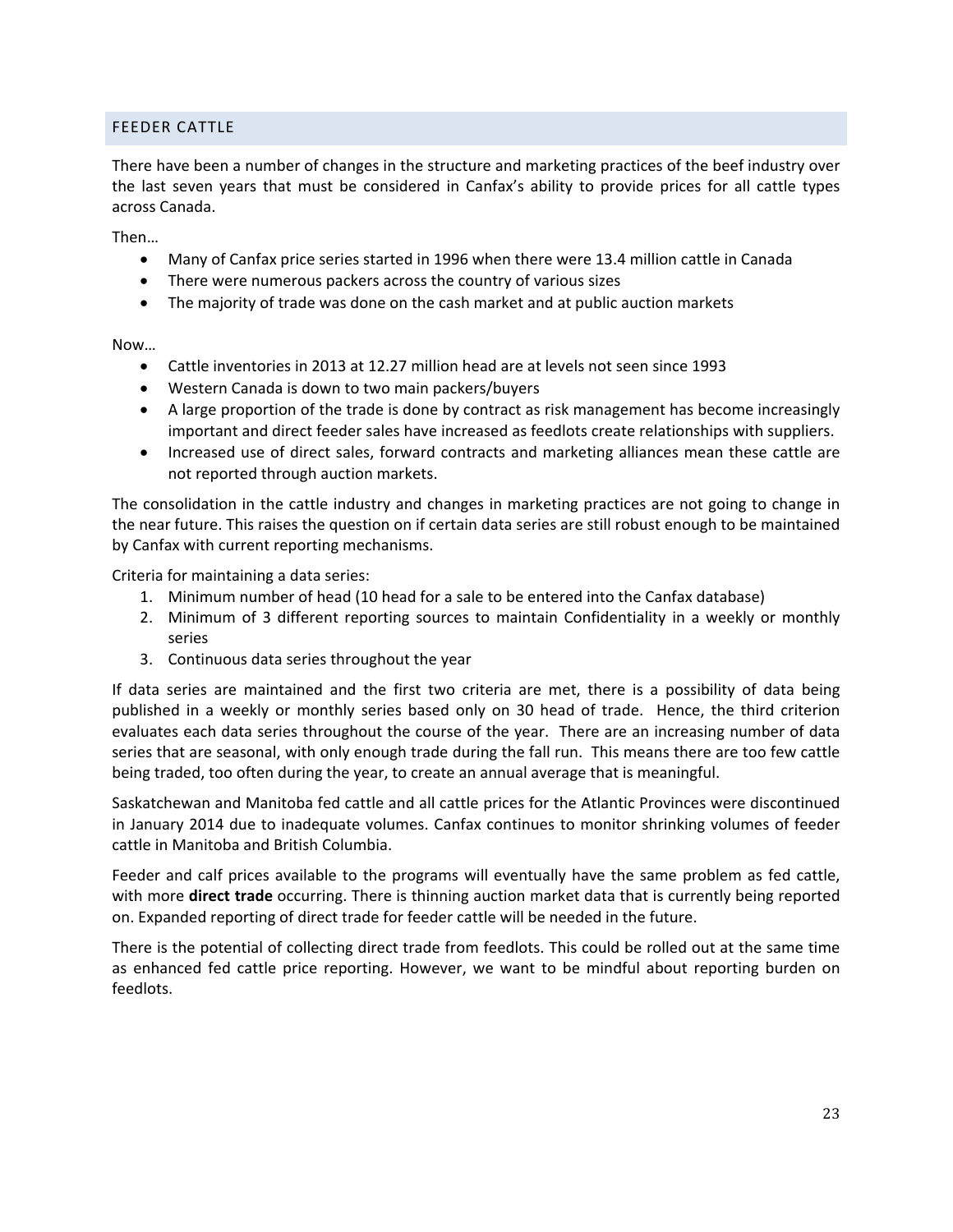## FEEDER CATTLE

There have been a number of changes in the structure and marketing practices of the beef industry over the last seven years that must be considered in Canfax's ability to provide prices for all cattle types across Canada.

Then…

- Many of Canfax price series started in 1996 when there were 13.4 million cattle in Canada
- There were numerous packers across the country of various sizes
- The majority of trade was done on the cash market and at public auction markets

Now…

- Cattle inventories in 2013 at 12.27 million head are at levels not seen since 1993
- Western Canada is down to two main packers/buyers
- A large proportion of the trade is done by contract as risk management has become increasingly important and direct feeder sales have increased as feedlots create relationships with suppliers.
- Increased use of direct sales, forward contracts and marketing alliances mean these cattle are not reported through auction markets.

The consolidation in the cattle industry and changes in marketing practices are not going to change in the near future. This raises the question on if certain data series are still robust enough to be maintained by Canfax with current reporting mechanisms.

Criteria for maintaining a data series:

1. Minimum number of head (10 head for a sale to be entered into the Canfax database)
2. Minimum of 3 different reporting sources to maintain Confidentiality in a weekly or monthly series
3. Continuous data series throughout the year

If data series are maintained and the first two criteria are met, there is a possibility of data being published in a weekly or monthly series based only on 30 head of trade. Hence, the third criterion evaluates each data series throughout the course of the year. There are an increasing number of data series that are seasonal, with only enough trade during the fall run. This means there are too few cattle being traded, too often during the year, to create an annual average that is meaningful.

Saskatchewan and Manitoba fed cattle and all cattle prices for the Atlantic Provinces were discontinued in January 2014 due to inadequate volumes. Canfax continues to monitor shrinking volumes of feeder cattle in Manitoba and British Columbia.

Feeder and calf prices available to the programs will eventually have the same problem as fed cattle, with more **direct trade** occurring. There is thinning auction market data that is currently being reported on. Expanded reporting of direct trade for feeder cattle will be needed in the future.

There is the potential of collecting direct trade from feedlots. This could be rolled out at the same time as enhanced fed cattle price reporting. However, we want to be mindful about reporting burden on feedlots.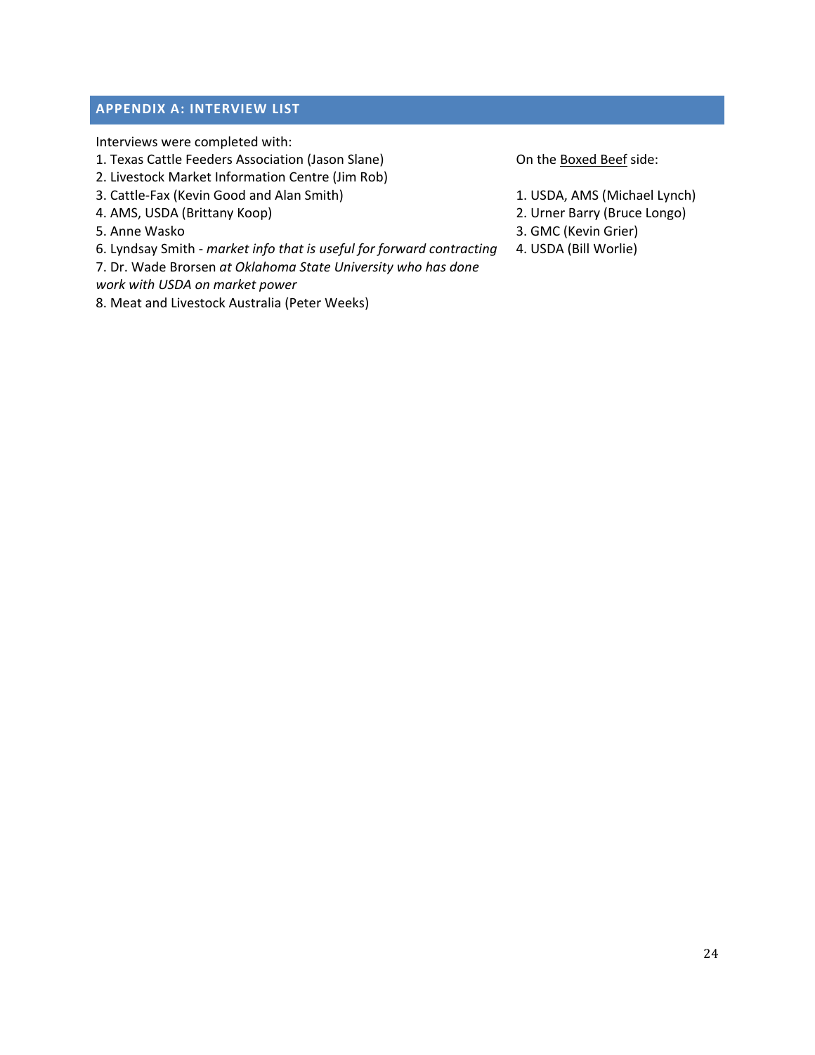## APPENDIX A: INTERVIEW LIST

Interviews were completed with:

1. Texas Cattle Feeders Association (Jason Slane)
2. Livestock Market Information Centre (Jim Rob)
3. Cattle-Fax (Kevin Good and Alan Smith)
4. AMS, USDA (Brittany Koop)
5. Anne Wasko
6. Lyndsay Smith - *market info that is useful for forward contracting*
7. Dr. Wade Brorsen *at Oklahoma State University who has done work with USDA on market power*
8. Meat and Livestock Australia (Peter Weeks)

On the <u>Boxed Beef</u> side:

1. USDA, AMS (Michael Lynch)
2. Urner Barry (Bruce Longo)
3. GMC (Kevin Grier)
4. USDA (Bill Worlie)